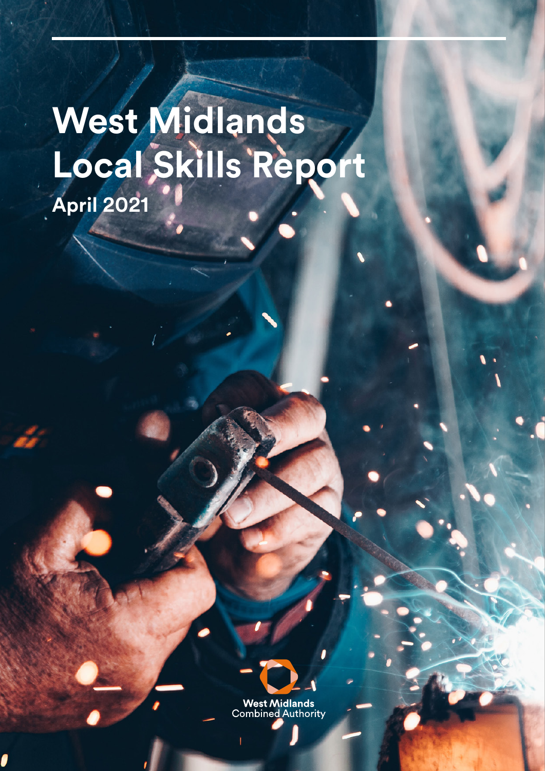# West Midlands Local Skills Report

**April 2021**

West Midlands
Combined Authority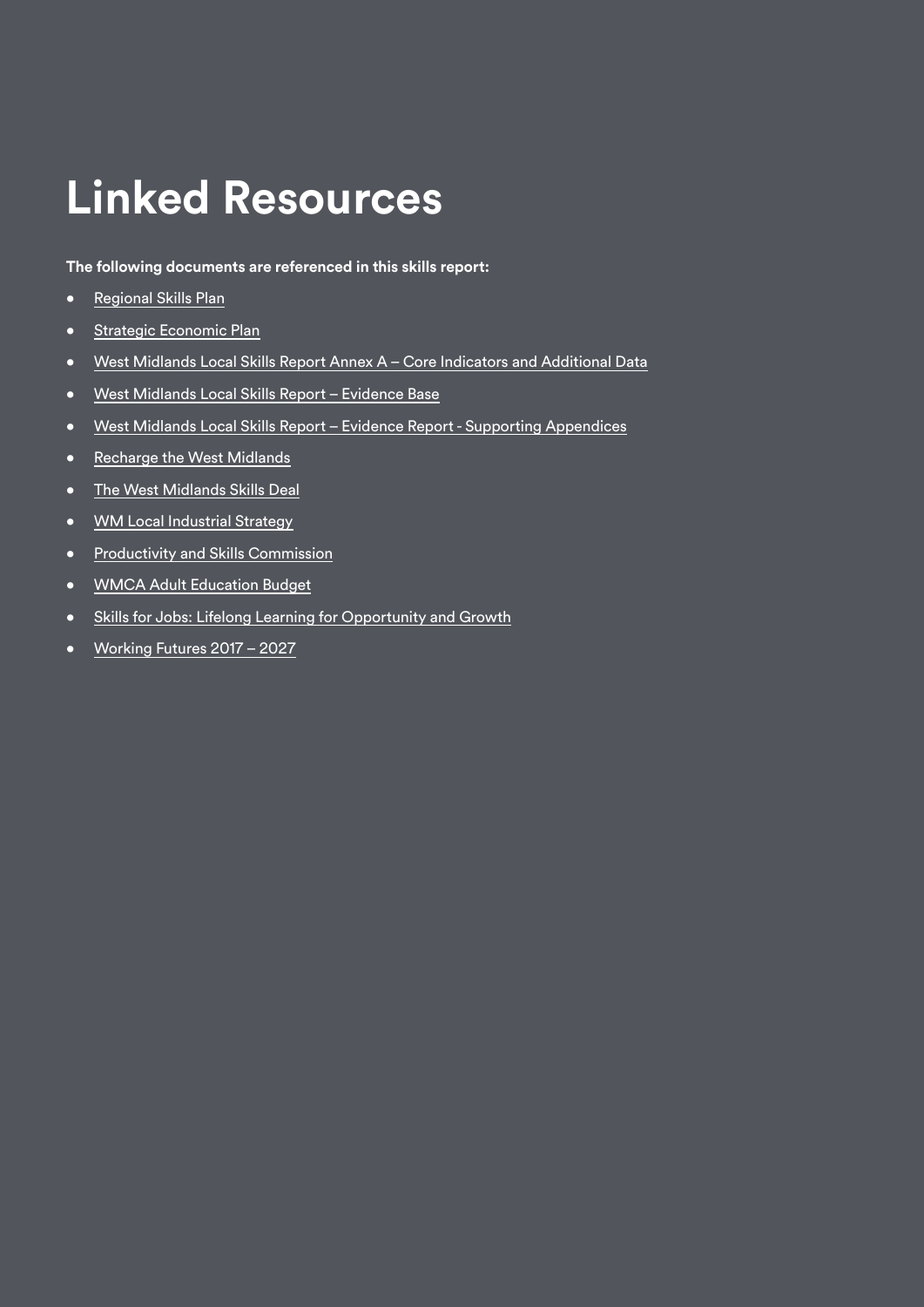# Linked Resources

**The following documents are referenced in this skills report:**

- Regional Skills Plan
- Strategic Economic Plan
- West Midlands Local Skills Report Annex A – Core Indicators and Additional Data
- West Midlands Local Skills Report – Evidence Base
- West Midlands Local Skills Report – Evidence Report - Supporting Appendices
- Recharge the West Midlands
- The West Midlands Skills Deal
- WM Local Industrial Strategy
- Productivity and Skills Commission
- WMCA Adult Education Budget
- Skills for Jobs: Lifelong Learning for Opportunity and Growth
- Working Futures 2017 – 2027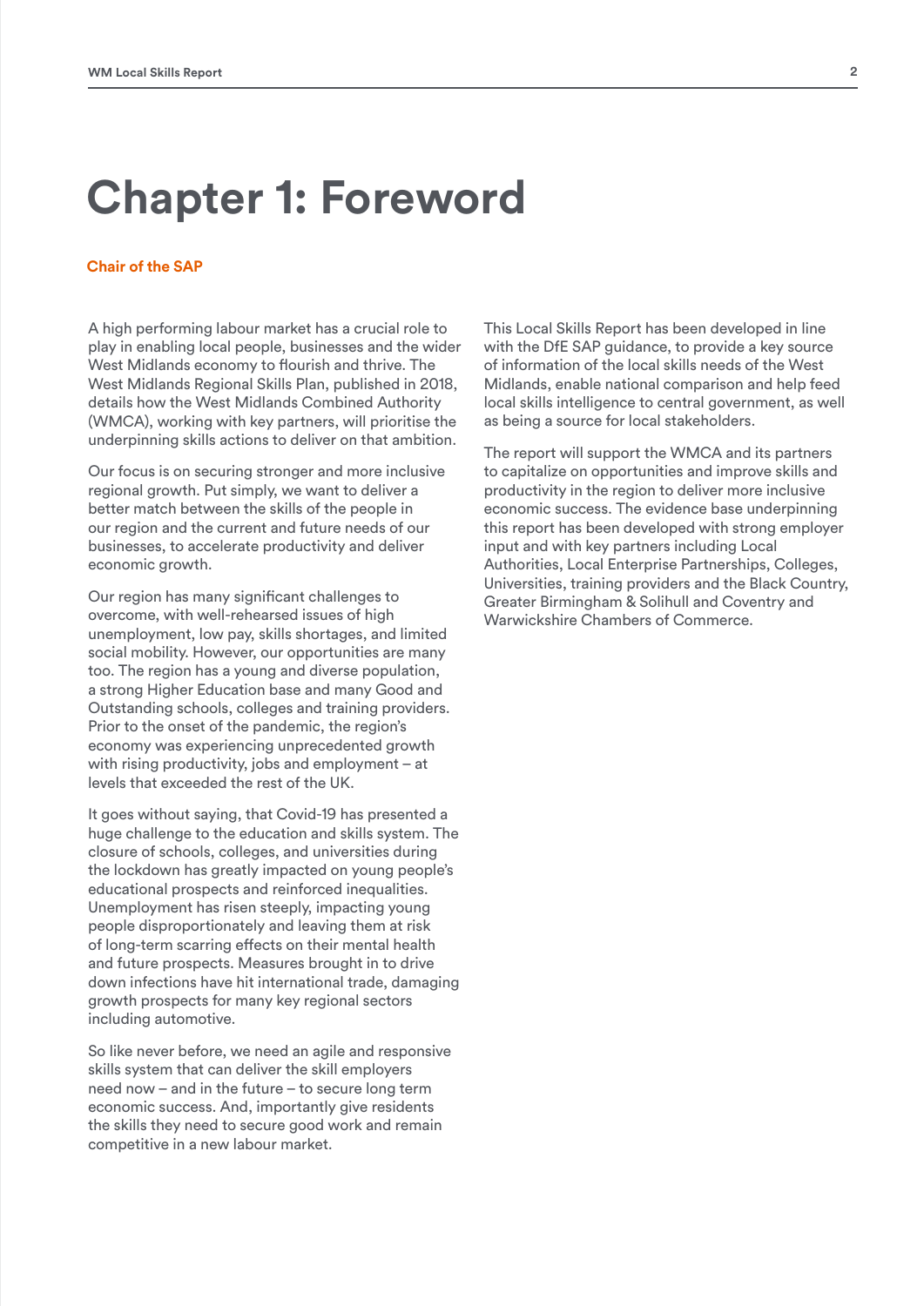# Chapter 1: Foreword

## Chair of the SAP

A high performing labour market has a crucial role to play in enabling local people, businesses and the wider West Midlands economy to flourish and thrive. The West Midlands Regional Skills Plan, published in 2018, details how the West Midlands Combined Authority (WMCA), working with key partners, will prioritise the underpinning skills actions to deliver on that ambition.

Our focus is on securing stronger and more inclusive regional growth. Put simply, we want to deliver a better match between the skills of the people in our region and the current and future needs of our businesses, to accelerate productivity and deliver economic growth.

Our region has many significant challenges to overcome, with well-rehearsed issues of high unemployment, low pay, skills shortages, and limited social mobility. However, our opportunities are many too. The region has a young and diverse population, a strong Higher Education base and many Good and Outstanding schools, colleges and training providers. Prior to the onset of the pandemic, the region's economy was experiencing unprecedented growth with rising productivity, jobs and employment – at levels that exceeded the rest of the UK.

It goes without saying, that Covid-19 has presented a huge challenge to the education and skills system. The closure of schools, colleges, and universities during the lockdown has greatly impacted on young people's educational prospects and reinforced inequalities. Unemployment has risen steeply, impacting young people disproportionately and leaving them at risk of long-term scarring effects on their mental health and future prospects. Measures brought in to drive down infections have hit international trade, damaging growth prospects for many key regional sectors including automotive.

So like never before, we need an agile and responsive skills system that can deliver the skill employers need now – and in the future – to secure long term economic success. And, importantly give residents the skills they need to secure good work and remain competitive in a new labour market.

This Local Skills Report has been developed in line with the DfE SAP guidance, to provide a key source of information of the local skills needs of the West Midlands, enable national comparison and help feed local skills intelligence to central government, as well as being a source for local stakeholders.

The report will support the WMCA and its partners to capitalize on opportunities and improve skills and productivity in the region to deliver more inclusive economic success. The evidence base underpinning this report has been developed with strong employer input and with key partners including Local Authorities, Local Enterprise Partnerships, Colleges, Universities, training providers and the Black Country, Greater Birmingham & Solihull and Coventry and Warwickshire Chambers of Commerce.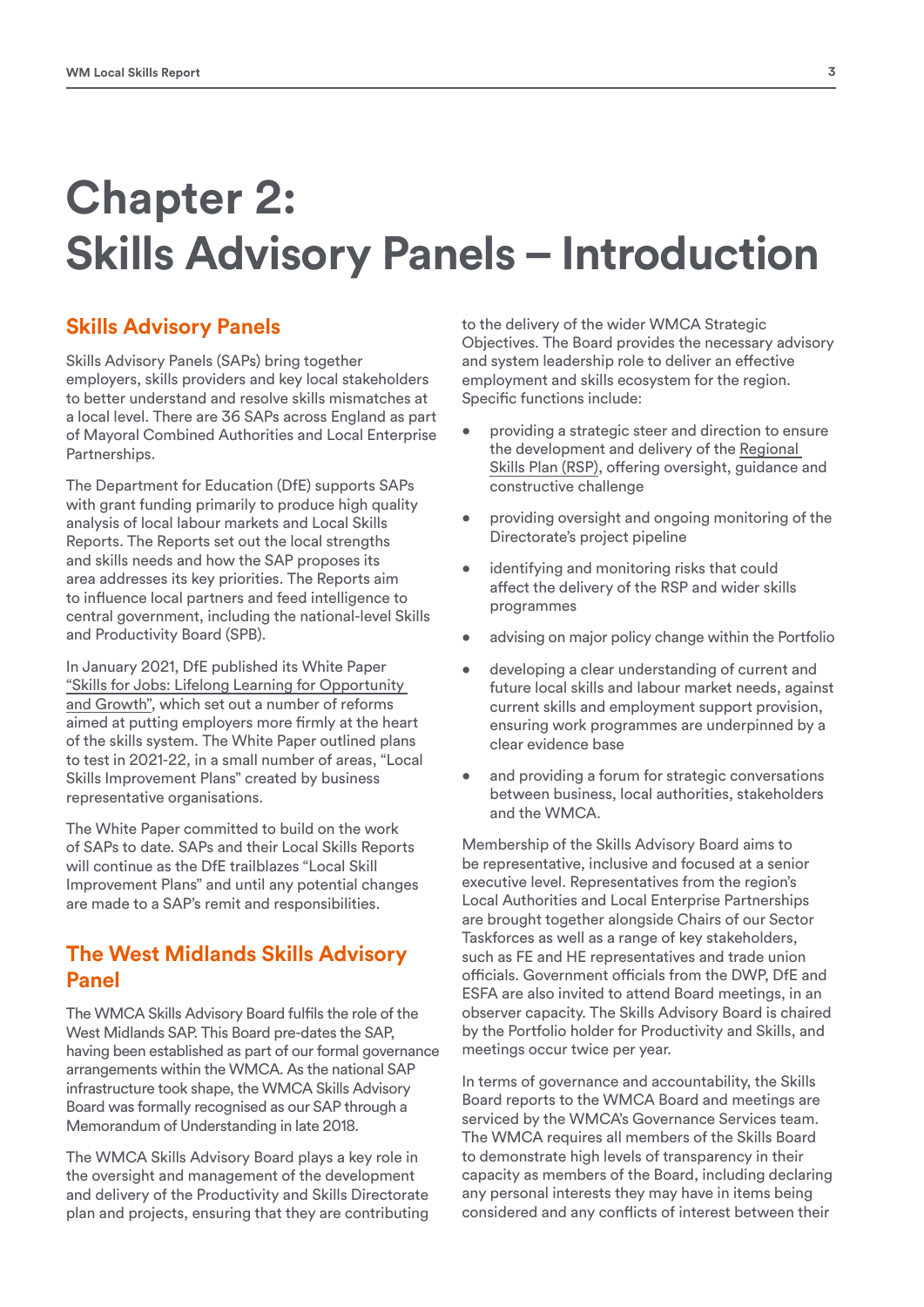# Chapter 2: Skills Advisory Panels – Introduction

## Skills Advisory Panels

Skills Advisory Panels (SAPs) bring together employers, skills providers and key local stakeholders to better understand and resolve skills mismatches at a local level. There are 36 SAPs across England as part of Mayoral Combined Authorities and Local Enterprise Partnerships.

The Department for Education (DfE) supports SAPs with grant funding primarily to produce high quality analysis of local labour markets and Local Skills Reports. The Reports set out the local strengths and skills needs and how the SAP proposes its area addresses its key priorities. The Reports aim to influence local partners and feed intelligence to central government, including the national-level Skills and Productivity Board (SPB).

In January 2021, DfE published its White Paper "Skills for Jobs: Lifelong Learning for Opportunity and Growth", which set out a number of reforms aimed at putting employers more firmly at the heart of the skills system. The White Paper outlined plans to test in 2021-22, in a small number of areas, "Local Skills Improvement Plans" created by business representative organisations.

The White Paper committed to build on the work of SAPs to date. SAPs and their Local Skills Reports will continue as the DfE trailblazes "Local Skill Improvement Plans" and until any potential changes are made to a SAP's remit and responsibilities.

## The West Midlands Skills Advisory Panel

The WMCA Skills Advisory Board fulfils the role of the West Midlands SAP. This Board pre-dates the SAP, having been established as part of our formal governance arrangements within the WMCA. As the national SAP infrastructure took shape, the WMCA Skills Advisory Board was formally recognised as our SAP through a Memorandum of Understanding in late 2018.

The WMCA Skills Advisory Board plays a key role in the oversight and management of the development and delivery of the Productivity and Skills Directorate plan and projects, ensuring that they are contributing to the delivery of the wider WMCA Strategic Objectives. The Board provides the necessary advisory and system leadership role to deliver an effective employment and skills ecosystem for the region. Specific functions include:

- providing a strategic steer and direction to ensure the development and delivery of the Regional Skills Plan (RSP), offering oversight, guidance and constructive challenge
- providing oversight and ongoing monitoring of the Directorate's project pipeline
- identifying and monitoring risks that could affect the delivery of the RSP and wider skills programmes
- advising on major policy change within the Portfolio
- developing a clear understanding of current and future local skills and labour market needs, against current skills and employment support provision, ensuring work programmes are underpinned by a clear evidence base
- and providing a forum for strategic conversations between business, local authorities, stakeholders and the WMCA.

Membership of the Skills Advisory Board aims to be representative, inclusive and focused at a senior executive level. Representatives from the region's Local Authorities and Local Enterprise Partnerships are brought together alongside Chairs of our Sector Taskforces as well as a range of key stakeholders, such as FE and HE representatives and trade union officials. Government officials from the DWP, DfE and ESFA are also invited to attend Board meetings, in an observer capacity. The Skills Advisory Board is chaired by the Portfolio holder for Productivity and Skills, and meetings occur twice per year.

In terms of governance and accountability, the Skills Board reports to the WMCA Board and meetings are serviced by the WMCA's Governance Services team. The WMCA requires all members of the Skills Board to demonstrate high levels of transparency in their capacity as members of the Board, including declaring any personal interests they may have in items being considered and any conflicts of interest between their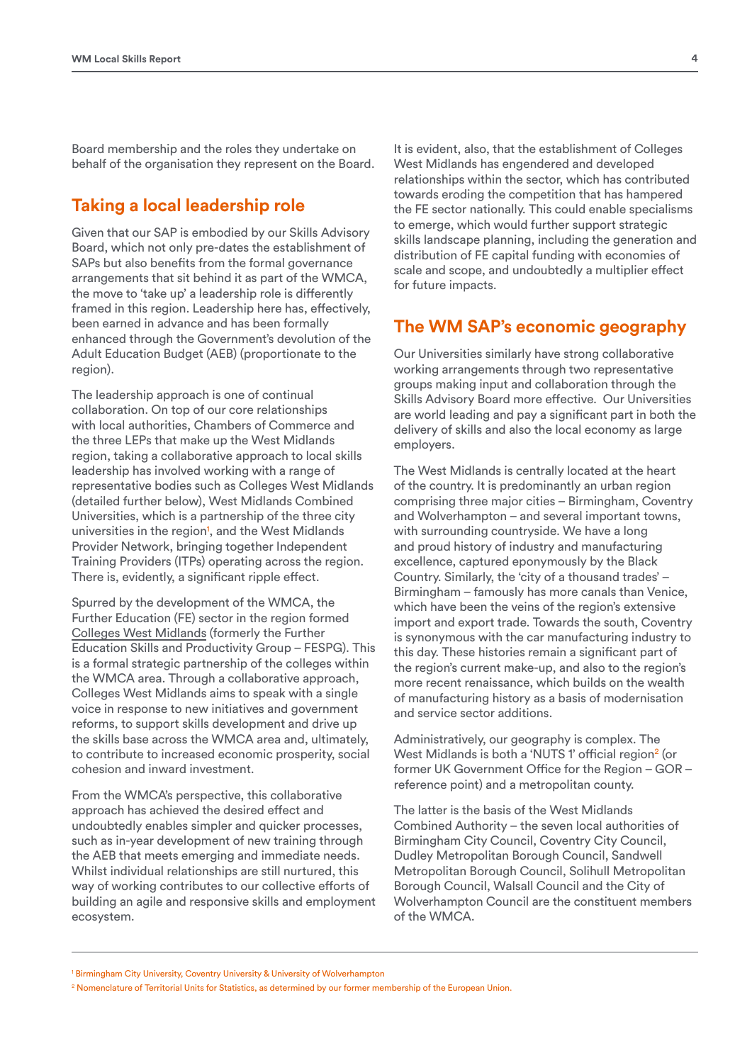Board membership and the roles they undertake on behalf of the organisation they represent on the Board.

## Taking a local leadership role

Given that our SAP is embodied by our Skills Advisory Board, which not only pre-dates the establishment of SAPs but also benefits from the formal governance arrangements that sit behind it as part of the WMCA, the move to 'take up' a leadership role is differently framed in this region. Leadership here has, effectively, been earned in advance and has been formally enhanced through the Government's devolution of the Adult Education Budget (AEB) (proportionate to the region).

The leadership approach is one of continual collaboration. On top of our core relationships with local authorities, Chambers of Commerce and the three LEPs that make up the West Midlands region, taking a collaborative approach to local skills leadership has involved working with a range of representative bodies such as Colleges West Midlands (detailed further below), West Midlands Combined Universities, which is a partnership of the three city universities in the region[1], and the West Midlands Provider Network, bringing together Independent Training Providers (ITPs) operating across the region. There is, evidently, a significant ripple effect.

Spurred by the development of the WMCA, the Further Education (FE) sector in the region formed Colleges West Midlands (formerly the Further Education Skills and Productivity Group – FESPG). This is a formal strategic partnership of the colleges within the WMCA area. Through a collaborative approach, Colleges West Midlands aims to speak with a single voice in response to new initiatives and government reforms, to support skills development and drive up the skills base across the WMCA area and, ultimately, to contribute to increased economic prosperity, social cohesion and inward investment.

From the WMCA's perspective, this collaborative approach has achieved the desired effect and undoubtedly enables simpler and quicker processes, such as in-year development of new training through the AEB that meets emerging and immediate needs. Whilst individual relationships are still nurtured, this way of working contributes to our collective efforts of building an agile and responsive skills and employment ecosystem.

It is evident, also, that the establishment of Colleges West Midlands has engendered and developed relationships within the sector, which has contributed towards eroding the competition that has hampered the FE sector nationally. This could enable specialisms to emerge, which would further support strategic skills landscape planning, including the generation and distribution of FE capital funding with economies of scale and scope, and undoubtedly a multiplier effect for future impacts.

## The WM SAP's economic geography

Our Universities similarly have strong collaborative working arrangements through two representative groups making input and collaboration through the Skills Advisory Board more effective. Our Universities are world leading and pay a significant part in both the delivery of skills and also the local economy as large employers.

The West Midlands is centrally located at the heart of the country. It is predominantly an urban region comprising three major cities – Birmingham, Coventry and Wolverhampton – and several important towns, with surrounding countryside. We have a long and proud history of industry and manufacturing excellence, captured eponymously by the Black Country. Similarly, the 'city of a thousand trades' – Birmingham – famously has more canals than Venice, which have been the veins of the region's extensive import and export trade. Towards the south, Coventry is synonymous with the car manufacturing industry to this day. These histories remain a significant part of the region's current make-up, and also to the region's more recent renaissance, which builds on the wealth of manufacturing history as a basis of modernisation and service sector additions.

Administratively, our geography is complex. The West Midlands is both a 'NUTS 1' official region[2] (or former UK Government Office for the Region – GOR – reference point) and a metropolitan county.

The latter is the basis of the West Midlands Combined Authority – the seven local authorities of Birmingham City Council, Coventry City Council, Dudley Metropolitan Borough Council, Sandwell Metropolitan Borough Council, Solihull Metropolitan Borough Council, Walsall Council and the City of Wolverhampton Council are the constituent members of the WMCA.

---

[1] Birmingham City University, Coventry University & University of Wolverhampton

[2] Nomenclature of Territorial Units for Statistics, as determined by our former membership of the European Union.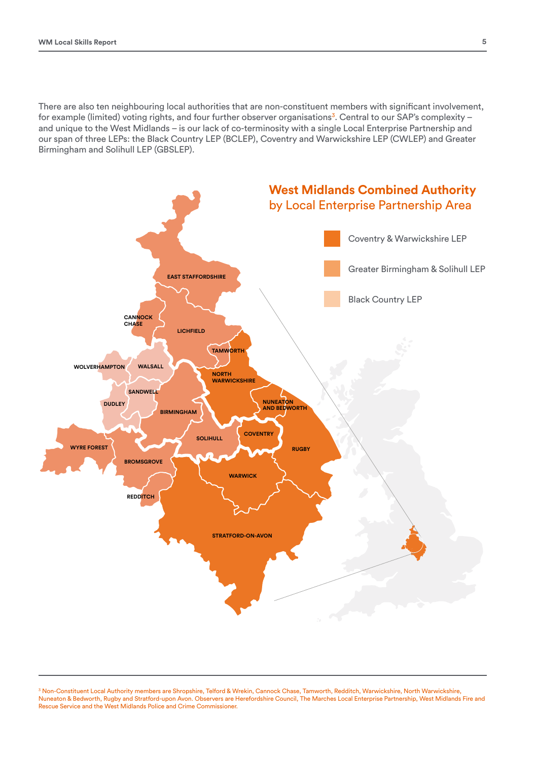There are also ten neighbouring local authorities that are non-constituent members with significant involvement, for example (limited) voting rights, and four further observer organisations[3]. Central to our SAP's complexity – and unique to the West Midlands – is our lack of co-terminosity with a single Local Enterprise Partnership and our span of three LEPs: the Black Country LEP (BCLEP), Coventry and Warwickshire LEP (CWLEP) and Greater Birmingham and Solihull LEP (GBSLEP).

**West Midlands Combined Authority by Local Enterprise Partnership Area**

- Coventry & Warwickshire LEP
- Greater Birmingham & Solihull LEP
- Black Country LEP

EAST STAFFORDSHIRE, CANNOCK CHASE, LICHFIELD, TAMWORTH, WOLVERHAMPTON, WALSALL, NORTH WARWICKSHIRE, SANDWELL, NUNEATON AND BEDWORTH, DUDLEY, BIRMINGHAM, COVENTRY, SOLIHULL, RUGBY, WYRE FOREST, BROMSGROVE, WARWICK, REDDITCH, STRATFORD-ON-AVON

---

[3] Non-Constituent Local Authority members are Shropshire, Telford & Wrekin, Cannock Chase, Tamworth, Redditch, Warwickshire, North Warwickshire, Nuneaton & Bedworth, Rugby and Stratford-upon Avon. Observers are Herefordshire Council, The Marches Local Enterprise Partnership, West Midlands Fire and Rescue Service and the West Midlands Police and Crime Commissioner.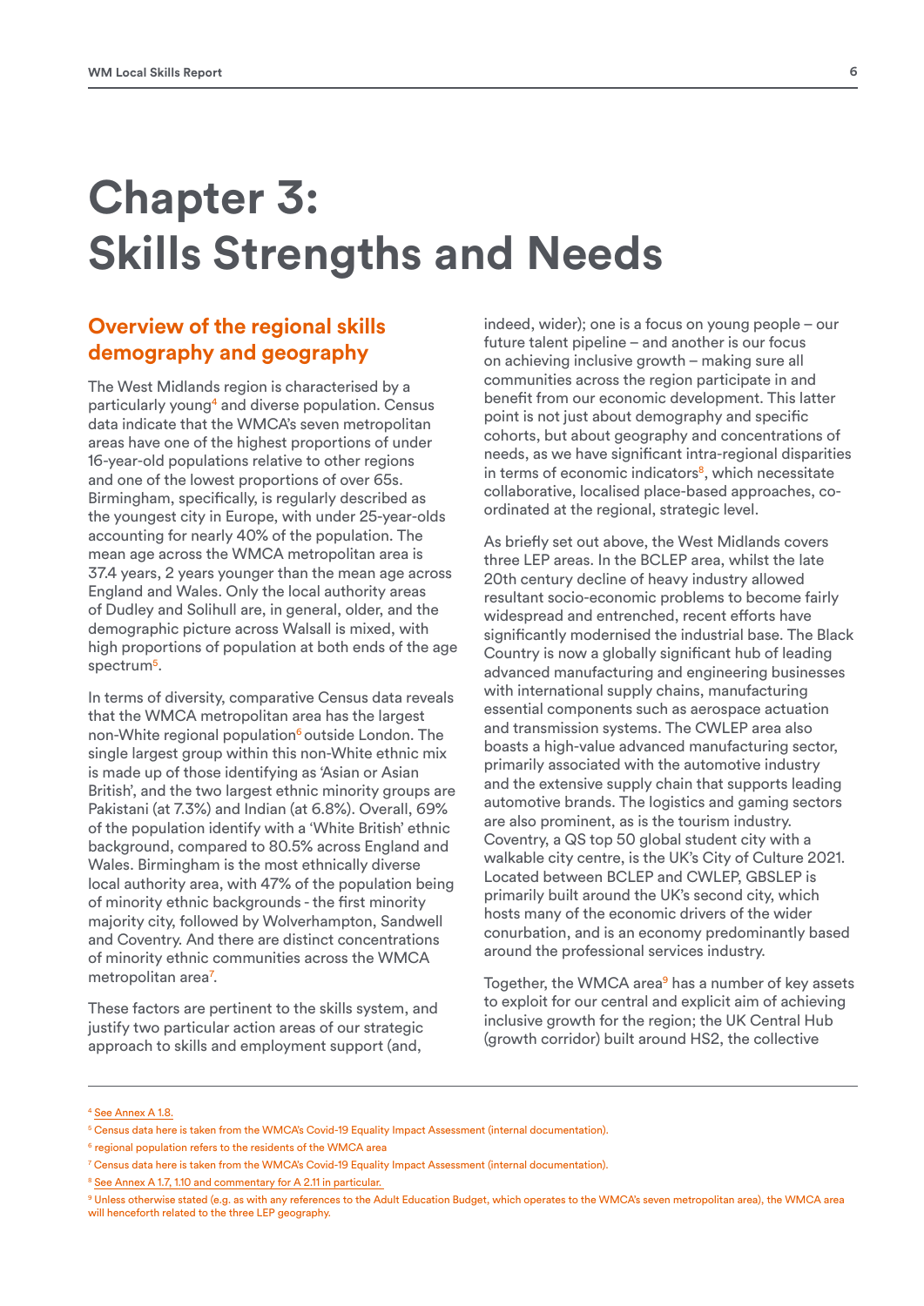# Chapter 3: Skills Strengths and Needs

## Overview of the regional skills demography and geography

The West Midlands region is characterised by a particularly young[4] and diverse population. Census data indicate that the WMCA's seven metropolitan areas have one of the highest proportions of under 16-year-old populations relative to other regions and one of the lowest proportions of over 65s. Birmingham, specifically, is regularly described as the youngest city in Europe, with under 25-year-olds accounting for nearly 40% of the population. The mean age across the WMCA metropolitan area is 37.4 years, 2 years younger than the mean age across England and Wales. Only the local authority areas of Dudley and Solihull are, in general, older, and the demographic picture across Walsall is mixed, with high proportions of population at both ends of the age spectrum[5].

In terms of diversity, comparative Census data reveals that the WMCA metropolitan area has the largest non-White regional population[6] outside London. The single largest group within this non-White ethnic mix is made up of those identifying as 'Asian or Asian British', and the two largest ethnic minority groups are Pakistani (at 7.3%) and Indian (at 6.8%). Overall, 69% of the population identify with a 'White British' ethnic background, compared to 80.5% across England and Wales. Birmingham is the most ethnically diverse local authority area, with 47% of the population being of minority ethnic backgrounds - the first minority majority city, followed by Wolverhampton, Sandwell and Coventry. And there are distinct concentrations of minority ethnic communities across the WMCA metropolitan area[7].

These factors are pertinent to the skills system, and justify two particular action areas of our strategic approach to skills and employment support (and, indeed, wider); one is a focus on young people – our future talent pipeline – and another is our focus on achieving inclusive growth – making sure all communities across the region participate in and benefit from our economic development. This latter point is not just about demography and specific cohorts, but about geography and concentrations of needs, as we have significant intra-regional disparities in terms of economic indicators[8], which necessitate collaborative, localised place-based approaches, co-ordinated at the regional, strategic level.

As briefly set out above, the West Midlands covers three LEP areas. In the BCLEP area, whilst the late 20th century decline of heavy industry allowed resultant socio-economic problems to become fairly widespread and entrenched, recent efforts have significantly modernised the industrial base. The Black Country is now a globally significant hub of leading advanced manufacturing and engineering businesses with international supply chains, manufacturing essential components such as aerospace actuation and transmission systems. The CWLEP area also boasts a high-value advanced manufacturing sector, primarily associated with the automotive industry and the extensive supply chain that supports leading automotive brands. The logistics and gaming sectors are also prominent, as is the tourism industry. Coventry, a QS top 50 global student city with a walkable city centre, is the UK's City of Culture 2021. Located between BCLEP and CWLEP, GBSLEP is primarily built around the UK's second city, which hosts many of the economic drivers of the wider conurbation, and is an economy predominantly based around the professional services industry.

Together, the WMCA area[9] has a number of key assets to exploit for our central and explicit aim of achieving inclusive growth for the region; the UK Central Hub (growth corridor) built around HS2, the collective

---

[4] See Annex A 1.8.

[5] Census data here is taken from the WMCA's Covid-19 Equality Impact Assessment (internal documentation).

[6] regional population refers to the residents of the WMCA area

[7] Census data here is taken from the WMCA's Covid-19 Equality Impact Assessment (internal documentation).

[8] See Annex A 1.7, 1.10 and commentary for A 2.11 in particular.

[9] Unless otherwise stated (e.g. as with any references to the Adult Education Budget, which operates to the WMCA's seven metropolitan area), the WMCA area will henceforth related to the three LEP geography.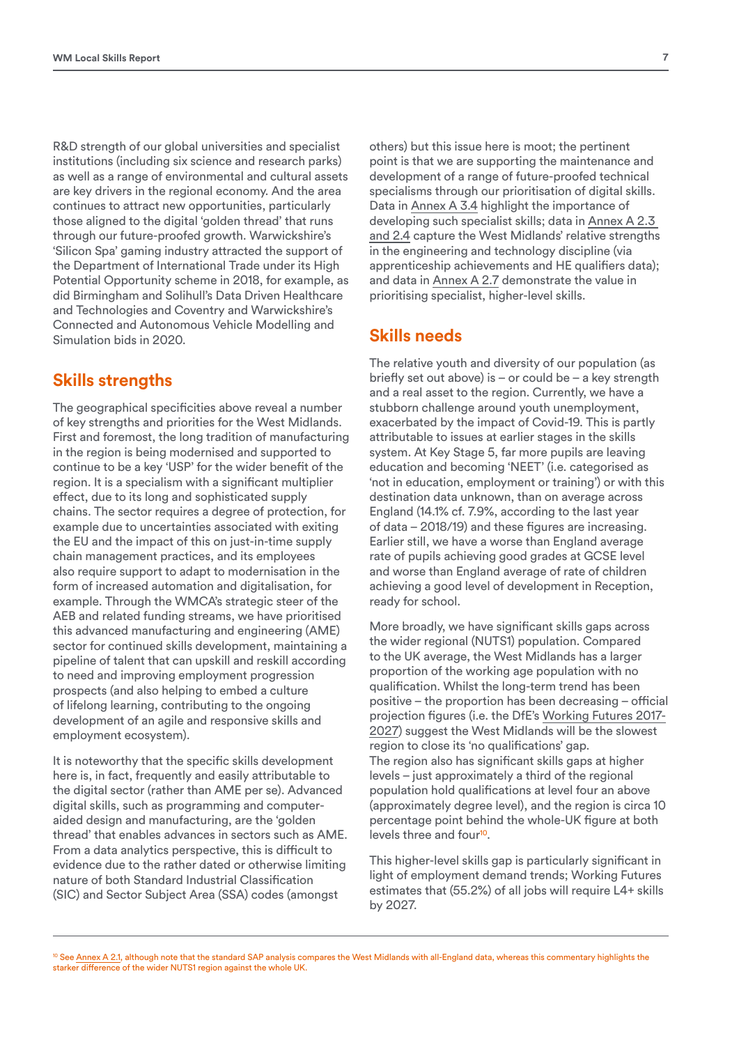R&D strength of our global universities and specialist institutions (including six science and research parks) as well as a range of environmental and cultural assets are key drivers in the regional economy. And the area continues to attract new opportunities, particularly those aligned to the digital 'golden thread' that runs through our future-proofed growth. Warwickshire's 'Silicon Spa' gaming industry attracted the support of the Department of International Trade under its High Potential Opportunity scheme in 2018, for example, as did Birmingham and Solihull's Data Driven Healthcare and Technologies and Coventry and Warwickshire's Connected and Autonomous Vehicle Modelling and Simulation bids in 2020.

## Skills strengths

The geographical specificities above reveal a number of key strengths and priorities for the West Midlands. First and foremost, the long tradition of manufacturing in the region is being modernised and supported to continue to be a key 'USP' for the wider benefit of the region. It is a specialism with a significant multiplier effect, due to its long and sophisticated supply chains. The sector requires a degree of protection, for example due to uncertainties associated with exiting the EU and the impact of this on just-in-time supply chain management practices, and its employees also require support to adapt to modernisation in the form of increased automation and digitalisation, for example. Through the WMCA's strategic steer of the AEB and related funding streams, we have prioritised this advanced manufacturing and engineering (AME) sector for continued skills development, maintaining a pipeline of talent that can upskill and reskill according to need and improving employment progression prospects (and also helping to embed a culture of lifelong learning, contributing to the ongoing development of an agile and responsive skills and employment ecosystem).

It is noteworthy that the specific skills development here is, in fact, frequently and easily attributable to the digital sector (rather than AME per se). Advanced digital skills, such as programming and computer-aided design and manufacturing, are the 'golden thread' that enables advances in sectors such as AME. From a data analytics perspective, this is difficult to evidence due to the rather dated or otherwise limiting nature of both Standard Industrial Classification (SIC) and Sector Subject Area (SSA) codes (amongst others) but this issue here is moot; the pertinent point is that we are supporting the maintenance and development of a range of future-proofed technical specialisms through our prioritisation of digital skills. Data in Annex A 3.4 highlight the importance of developing such specialist skills; data in Annex A 2.3 and 2.4 capture the West Midlands' relative strengths in the engineering and technology discipline (via apprenticeship achievements and HE qualifiers data); and data in Annex A 2.7 demonstrate the value in prioritising specialist, higher-level skills.

## Skills needs

The relative youth and diversity of our population (as briefly set out above) is – or could be – a key strength and a real asset to the region. Currently, we have a stubborn challenge around youth unemployment, exacerbated by the impact of Covid-19. This is partly attributable to issues at earlier stages in the skills system. At Key Stage 5, far more pupils are leaving education and becoming 'NEET' (i.e. categorised as 'not in education, employment or training') or with this destination data unknown, than on average across England (14.1% cf. 7.9%, according to the last year of data – 2018/19) and these figures are increasing. Earlier still, we have a worse than England average rate of pupils achieving good grades at GCSE level and worse than England average of rate of children achieving a good level of development in Reception, ready for school.

More broadly, we have significant skills gaps across the wider regional (NUTS1) population. Compared to the UK average, the West Midlands has a larger proportion of the working age population with no qualification. Whilst the long-term trend has been positive – the proportion has been decreasing – official projection figures (i.e. the DfE's Working Futures 2017-2027) suggest the West Midlands will be the slowest region to close its 'no qualifications' gap.
The region also has significant skills gaps at higher levels – just approximately a third of the regional population hold qualifications at level four an above (approximately degree level), and the region is circa 10 percentage point behind the whole-UK figure at both levels three and four[10].

This higher-level skills gap is particularly significant in light of employment demand trends; Working Futures estimates that (55.2%) of all jobs will require L4+ skills by 2027.

[10] See Annex A 2.1, although note that the standard SAP analysis compares the West Midlands with all-England data, whereas this commentary highlights the starker difference of the wider NUTS1 region against the whole UK.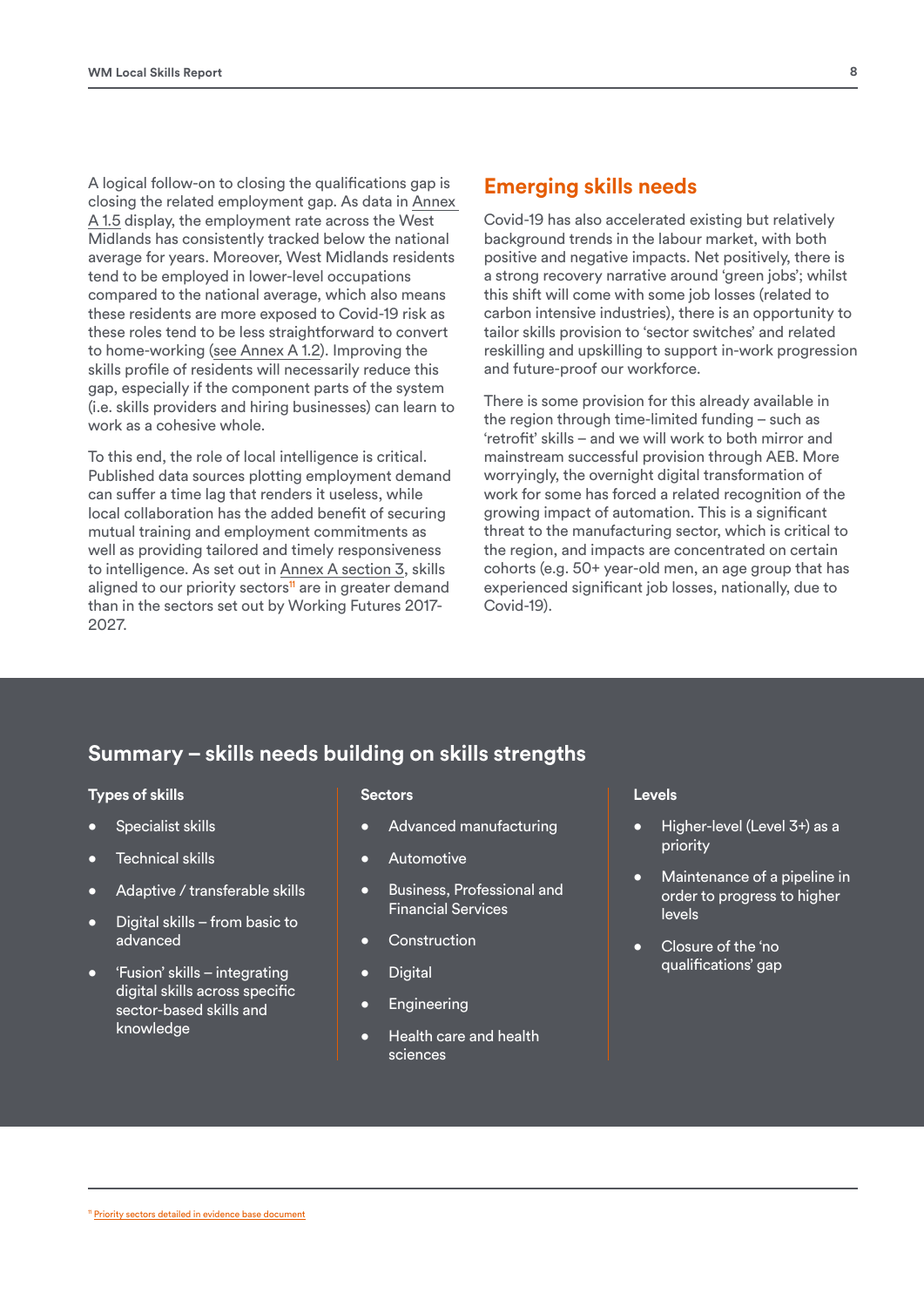A logical follow-on to closing the qualifications gap is closing the related employment gap. As data in Annex A 1.5 display, the employment rate across the West Midlands has consistently tracked below the national average for years. Moreover, West Midlands residents tend to be employed in lower-level occupations compared to the national average, which also means these residents are more exposed to Covid-19 risk as these roles tend to be less straightforward to convert to home-working (see Annex A 1.2). Improving the skills profile of residents will necessarily reduce this gap, especially if the component parts of the system (i.e. skills providers and hiring businesses) can learn to work as a cohesive whole.

To this end, the role of local intelligence is critical. Published data sources plotting employment demand can suffer a time lag that renders it useless, while local collaboration has the added benefit of securing mutual training and employment commitments as well as providing tailored and timely responsiveness to intelligence. As set out in Annex A section 3, skills aligned to our priority sectors[11] are in greater demand than in the sectors set out by Working Futures 2017-2027.

## Emerging skills needs

Covid-19 has also accelerated existing but relatively background trends in the labour market, with both positive and negative impacts. Net positively, there is a strong recovery narrative around 'green jobs'; whilst this shift will come with some job losses (related to carbon intensive industries), there is an opportunity to tailor skills provision to 'sector switches' and related reskilling and upskilling to support in-work progression and future-proof our workforce.

There is some provision for this already available in the region through time-limited funding – such as 'retrofit' skills – and we will work to both mirror and mainstream successful provision through AEB. More worryingly, the overnight digital transformation of work for some has forced a related recognition of the growing impact of automation. This is a significant threat to the manufacturing sector, which is critical to the region, and impacts are concentrated on certain cohorts (e.g. 50+ year-old men, an age group that has experienced significant job losses, nationally, due to Covid-19).

## Summary – skills needs building on skills strengths

**Types of skills**

- Specialist skills
- Technical skills
- Adaptive / transferable skills
- Digital skills – from basic to advanced
- 'Fusion' skills – integrating digital skills across specific sector-based skills and knowledge

**Sectors**

- Advanced manufacturing
- Automotive
- Business, Professional and Financial Services
- Construction
- Digital
- Engineering
- Health care and health sciences

**Levels**

- Higher-level (Level 3+) as a priority
- Maintenance of a pipeline in order to progress to higher levels
- Closure of the 'no qualifications' gap

[11] Priority sectors detailed in evidence base document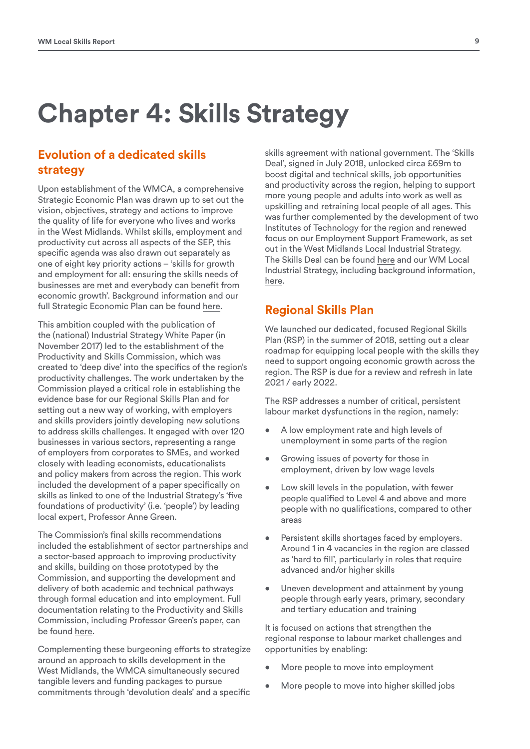# Chapter 4: Skills Strategy

## Evolution of a dedicated skills strategy

Upon establishment of the WMCA, a comprehensive Strategic Economic Plan was drawn up to set out the vision, objectives, strategy and actions to improve the quality of life for everyone who lives and works in the West Midlands. Whilst skills, employment and productivity cut across all aspects of the SEP, this specific agenda was also drawn out separately as one of eight key priority actions – 'skills for growth and employment for all: ensuring the skills needs of businesses are met and everybody can benefit from economic growth'. Background information and our full Strategic Economic Plan can be found here.

This ambition coupled with the publication of the (national) Industrial Strategy White Paper (in November 2017) led to the establishment of the Productivity and Skills Commission, which was created to 'deep dive' into the specifics of the region's productivity challenges. The work undertaken by the Commission played a critical role in establishing the evidence base for our Regional Skills Plan and for setting out a new way of working, with employers and skills providers jointly developing new solutions to address skills challenges. It engaged with over 120 businesses in various sectors, representing a range of employers from corporates to SMEs, and worked closely with leading economists, educationalists and policy makers from across the region. This work included the development of a paper specifically on skills as linked to one of the Industrial Strategy's 'five foundations of productivity' (i.e. 'people') by leading local expert, Professor Anne Green.

The Commission's final skills recommendations included the establishment of sector partnerships and a sector-based approach to improving productivity and skills, building on those prototyped by the Commission, and supporting the development and delivery of both academic and technical pathways through formal education and into employment. Full documentation relating to the Productivity and Skills Commission, including Professor Green's paper, can be found here.

Complementing these burgeoning efforts to strategize around an approach to skills development in the West Midlands, the WMCA simultaneously secured tangible levers and funding packages to pursue commitments through 'devolution deals' and a specific skills agreement with national government. The 'Skills Deal', signed in July 2018, unlocked circa £69m to boost digital and technical skills, job opportunities and productivity across the region, helping to support more young people and adults into work as well as upskilling and retraining local people of all ages. This was further complemented by the development of two Institutes of Technology for the region and renewed focus on our Employment Support Framework, as set out in the West Midlands Local Industrial Strategy. The Skills Deal can be found here and our WM Local Industrial Strategy, including background information, here.

## Regional Skills Plan

We launched our dedicated, focused Regional Skills Plan (RSP) in the summer of 2018, setting out a clear roadmap for equipping local people with the skills they need to support ongoing economic growth across the region. The RSP is due for a review and refresh in late 2021 / early 2022.

The RSP addresses a number of critical, persistent labour market dysfunctions in the region, namely:

- A low employment rate and high levels of unemployment in some parts of the region
- Growing issues of poverty for those in employment, driven by low wage levels
- Low skill levels in the population, with fewer people qualified to Level 4 and above and more people with no qualifications, compared to other areas
- Persistent skills shortages faced by employers. Around 1 in 4 vacancies in the region are classed as 'hard to fill', particularly in roles that require advanced and/or higher skills
- Uneven development and attainment by young people through early years, primary, secondary and tertiary education and training

It is focused on actions that strengthen the regional response to labour market challenges and opportunities by enabling:

- More people to move into employment
- More people to move into higher skilled jobs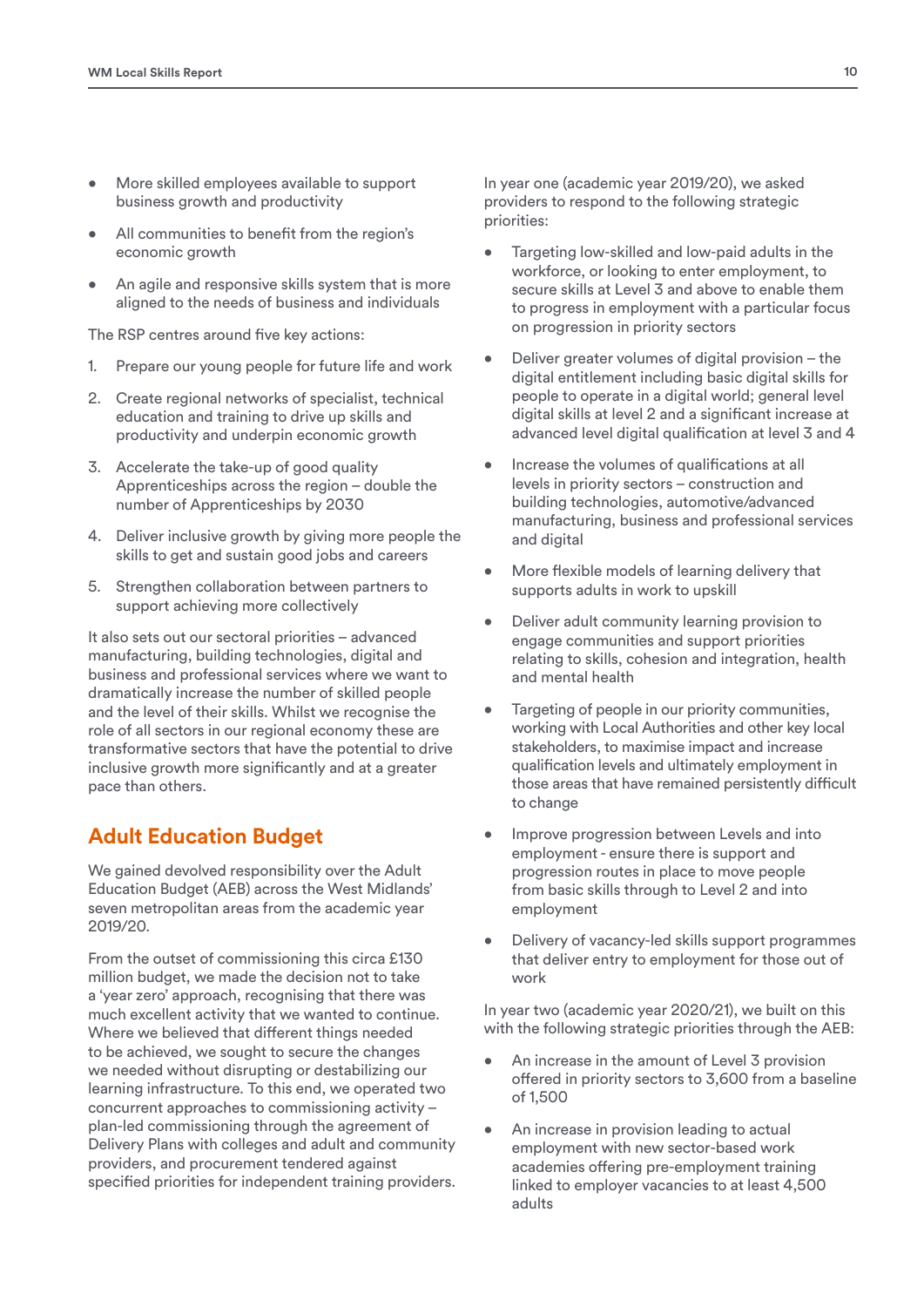- More skilled employees available to support business growth and productivity
- All communities to benefit from the region's economic growth
- An agile and responsive skills system that is more aligned to the needs of business and individuals

The RSP centres around five key actions:

1. Prepare our young people for future life and work
2. Create regional networks of specialist, technical education and training to drive up skills and productivity and underpin economic growth
3. Accelerate the take-up of good quality Apprenticeships across the region – double the number of Apprenticeships by 2030
4. Deliver inclusive growth by giving more people the skills to get and sustain good jobs and careers
5. Strengthen collaboration between partners to support achieving more collectively

It also sets out our sectoral priorities – advanced manufacturing, building technologies, digital and business and professional services where we want to dramatically increase the number of skilled people and the level of their skills. Whilst we recognise the role of all sectors in our regional economy these are transformative sectors that have the potential to drive inclusive growth more significantly and at a greater pace than others.

## Adult Education Budget

We gained devolved responsibility over the Adult Education Budget (AEB) across the West Midlands' seven metropolitan areas from the academic year 2019/20.

From the outset of commissioning this circa £130 million budget, we made the decision not to take a 'year zero' approach, recognising that there was much excellent activity that we wanted to continue. Where we believed that different things needed to be achieved, we sought to secure the changes we needed without disrupting or destabilizing our learning infrastructure. To this end, we operated two concurrent approaches to commissioning activity – plan-led commissioning through the agreement of Delivery Plans with colleges and adult and community providers, and procurement tendered against specified priorities for independent training providers.

In year one (academic year 2019/20), we asked providers to respond to the following strategic priorities:

- Targeting low-skilled and low-paid adults in the workforce, or looking to enter employment, to secure skills at Level 3 and above to enable them to progress in employment with a particular focus on progression in priority sectors
- Deliver greater volumes of digital provision – the digital entitlement including basic digital skills for people to operate in a digital world; general level digital skills at level 2 and a significant increase at advanced level digital qualification at level 3 and 4
- Increase the volumes of qualifications at all levels in priority sectors – construction and building technologies, automotive/advanced manufacturing, business and professional services and digital
- More flexible models of learning delivery that supports adults in work to upskill
- Deliver adult community learning provision to engage communities and support priorities relating to skills, cohesion and integration, health and mental health
- Targeting of people in our priority communities, working with Local Authorities and other key local stakeholders, to maximise impact and increase qualification levels and ultimately employment in those areas that have remained persistently difficult to change
- Improve progression between Levels and into employment - ensure there is support and progression routes in place to move people from basic skills through to Level 2 and into employment
- Delivery of vacancy-led skills support programmes that deliver entry to employment for those out of work

In year two (academic year 2020/21), we built on this with the following strategic priorities through the AEB:

- An increase in the amount of Level 3 provision offered in priority sectors to 3,600 from a baseline of 1,500
- An increase in provision leading to actual employment with new sector-based work academies offering pre-employment training linked to employer vacancies to at least 4,500 adults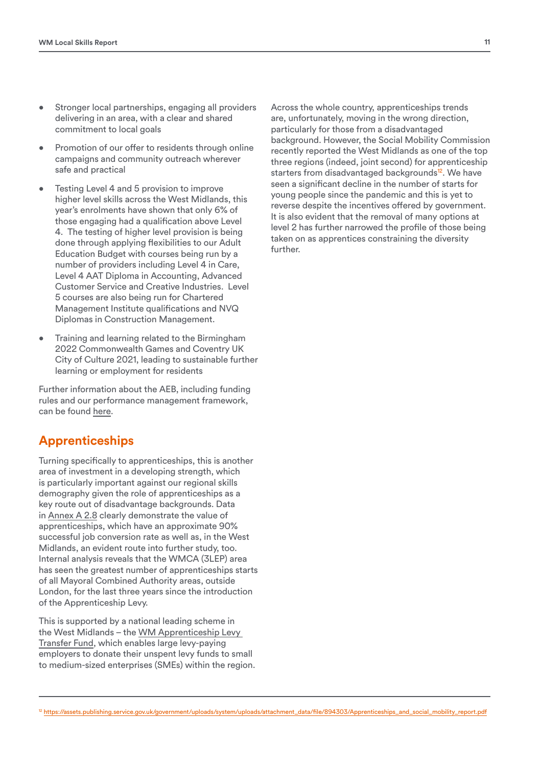- Stronger local partnerships, engaging all providers delivering in an area, with a clear and shared commitment to local goals
- Promotion of our offer to residents through online campaigns and community outreach wherever safe and practical
- Testing Level 4 and 5 provision to improve higher level skills across the West Midlands, this year's enrolments have shown that only 6% of those engaging had a qualification above Level 4. The testing of higher level provision is being done through applying flexibilities to our Adult Education Budget with courses being run by a number of providers including Level 4 in Care, Level 4 AAT Diploma in Accounting, Advanced Customer Service and Creative Industries. Level 5 courses are also being run for Chartered Management Institute qualifications and NVQ Diplomas in Construction Management.
- Training and learning related to the Birmingham 2022 Commonwealth Games and Coventry UK City of Culture 2021, leading to sustainable further learning or employment for residents

Further information about the AEB, including funding rules and our performance management framework, can be found here.

## Apprenticeships

Turning specifically to apprenticeships, this is another area of investment in a developing strength, which is particularly important against our regional skills demography given the role of apprenticeships as a key route out of disadvantage backgrounds. Data in Annex A 2.8 clearly demonstrate the value of apprenticeships, which have an approximate 90% successful job conversion rate as well as, in the West Midlands, an evident route into further study, too. Internal analysis reveals that the WMCA (3LEP) area has seen the greatest number of apprenticeships starts of all Mayoral Combined Authority areas, outside London, for the last three years since the introduction of the Apprenticeship Levy.

This is supported by a national leading scheme in the West Midlands – the WM Apprenticeship Levy Transfer Fund, which enables large levy-paying employers to donate their unspent levy funds to small to medium-sized enterprises (SMEs) within the region.

Across the whole country, apprenticeships trends are, unfortunately, moving in the wrong direction, particularly for those from a disadvantaged background. However, the Social Mobility Commission recently reported the West Midlands as one of the top three regions (indeed, joint second) for apprenticeship starters from disadvantaged backgrounds[12]. We have seen a significant decline in the number of starts for young people since the pandemic and this is yet to reverse despite the incentives offered by government. It is also evident that the removal of many options at level 2 has further narrowed the profile of those being taken on as apprentices constraining the diversity further.

[12] https://assets.publishing.service.gov.uk/government/uploads/system/uploads/attachment_data/file/894303/Apprenticeships_and_social_mobility_report.pdf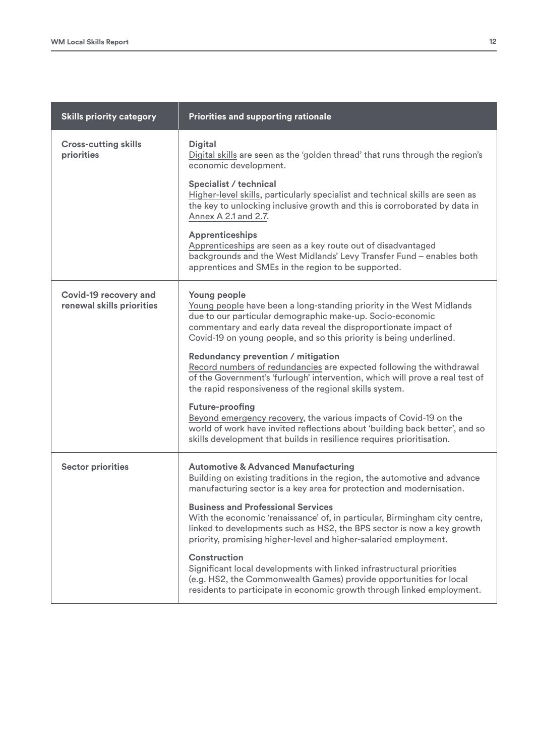| Skills priority category | Priorities and supporting rationale |
| --- | --- |
| **Cross-cutting skills priorities** | **Digital**<br>Digital skills are seen as the 'golden thread' that runs through the region's economic development.<br><br>**Specialist / technical**<br>Higher-level skills, particularly specialist and technical skills are seen as the key to unlocking inclusive growth and this is corroborated by data in Annex A 2.1 and 2.7.<br><br>**Apprenticeships**<br>Apprenticeships are seen as a key route out of disadvantaged backgrounds and the West Midlands' Levy Transfer Fund – enables both apprentices and SMEs in the region to be supported. |
| **Covid-19 recovery and renewal skills priorities** | **Young people**<br>Young people have been a long-standing priority in the West Midlands due to our particular demographic make-up. Socio-economic commentary and early data reveal the disproportionate impact of Covid-19 on young people, and so this priority is being underlined.<br><br>**Redundancy prevention / mitigation**<br>Record numbers of redundancies are expected following the withdrawal of the Government's 'furlough' intervention, which will prove a real test of the rapid responsiveness of the regional skills system.<br><br>**Future-proofing**<br>Beyond emergency recovery, the various impacts of Covid-19 on the world of work have invited reflections about 'building back better', and so skills development that builds in resilience requires prioritisation. |
| **Sector priorities** | **Automotive & Advanced Manufacturing**<br>Building on existing traditions in the region, the automotive and advance manufacturing sector is a key area for protection and modernisation.<br><br>**Business and Professional Services**<br>With the economic 'renaissance' of, in particular, Birmingham city centre, linked to developments such as HS2, the BPS sector is now a key growth priority, promising higher-level and higher-salaried employment.<br><br>**Construction**<br>Significant local developments with linked infrastructural priorities (e.g. HS2, the Commonwealth Games) provide opportunities for local residents to participate in economic growth through linked employment. |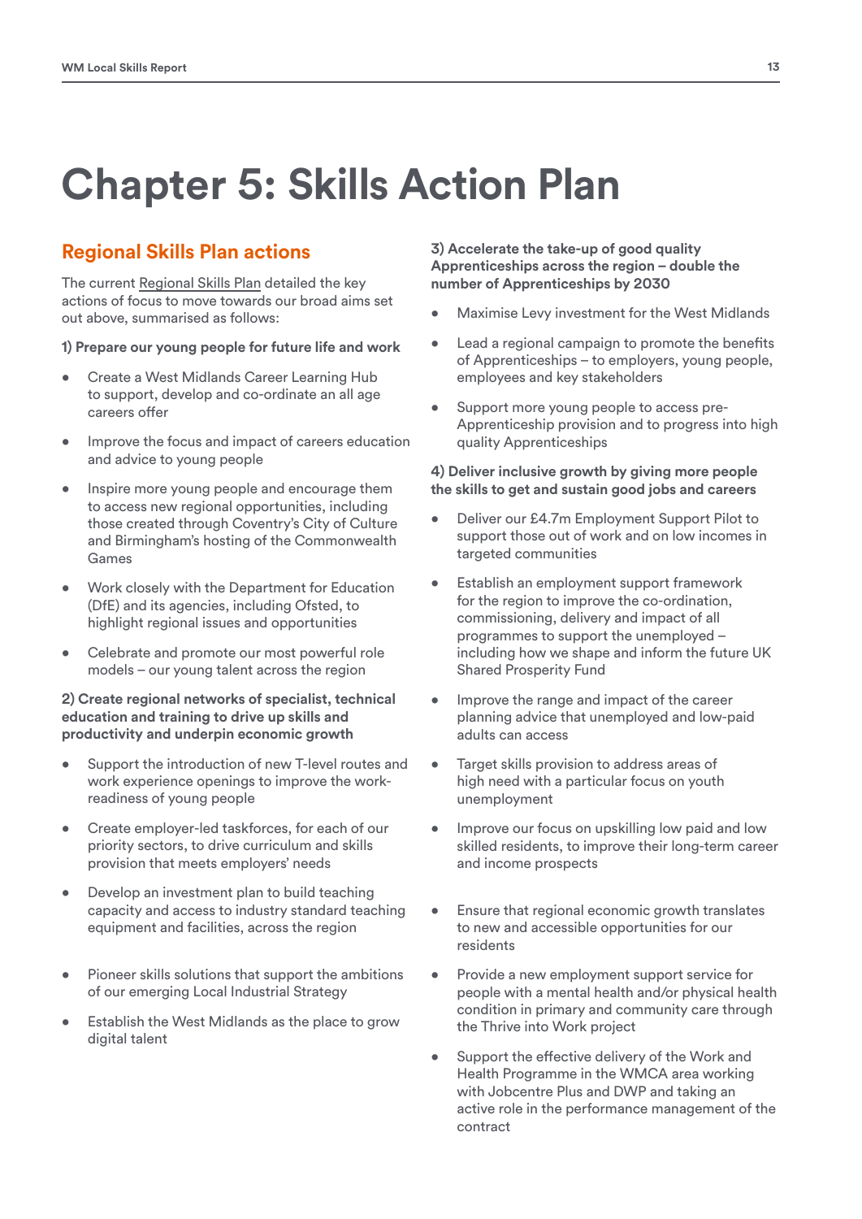# Chapter 5: Skills Action Plan

## Regional Skills Plan actions

The current Regional Skills Plan detailed the key actions of focus to move towards our broad aims set out above, summarised as follows:

**1) Prepare our young people for future life and work**

- Create a West Midlands Career Learning Hub to support, develop and co-ordinate an all age careers offer
- Improve the focus and impact of careers education and advice to young people
- Inspire more young people and encourage them to access new regional opportunities, including those created through Coventry's City of Culture and Birmingham's hosting of the Commonwealth Games
- Work closely with the Department for Education (DfE) and its agencies, including Ofsted, to highlight regional issues and opportunities
- Celebrate and promote our most powerful role models – our young talent across the region

**2) Create regional networks of specialist, technical education and training to drive up skills and productivity and underpin economic growth**

- Support the introduction of new T-level routes and work experience openings to improve the work-readiness of young people
- Create employer-led taskforces, for each of our priority sectors, to drive curriculum and skills provision that meets employers' needs
- Develop an investment plan to build teaching capacity and access to industry standard teaching equipment and facilities, across the region
- Pioneer skills solutions that support the ambitions of our emerging Local Industrial Strategy
- Establish the West Midlands as the place to grow digital talent

**3) Accelerate the take-up of good quality Apprenticeships across the region – double the number of Apprenticeships by 2030**

- Maximise Levy investment for the West Midlands
- Lead a regional campaign to promote the benefits of Apprenticeships – to employers, young people, employees and key stakeholders
- Support more young people to access pre-Apprenticeship provision and to progress into high quality Apprenticeships

**4) Deliver inclusive growth by giving more people the skills to get and sustain good jobs and careers**

- Deliver our £4.7m Employment Support Pilot to support those out of work and on low incomes in targeted communities
- Establish an employment support framework for the region to improve the co-ordination, commissioning, delivery and impact of all programmes to support the unemployed – including how we shape and inform the future UK Shared Prosperity Fund
- Improve the range and impact of the career planning advice that unemployed and low-paid adults can access
- Target skills provision to address areas of high need with a particular focus on youth unemployment
- Improve our focus on upskilling low paid and low skilled residents, to improve their long-term career and income prospects
- Ensure that regional economic growth translates to new and accessible opportunities for our residents
- Provide a new employment support service for people with a mental health and/or physical health condition in primary and community care through the Thrive into Work project
- Support the effective delivery of the Work and Health Programme in the WMCA area working with Jobcentre Plus and DWP and taking an active role in the performance management of the contract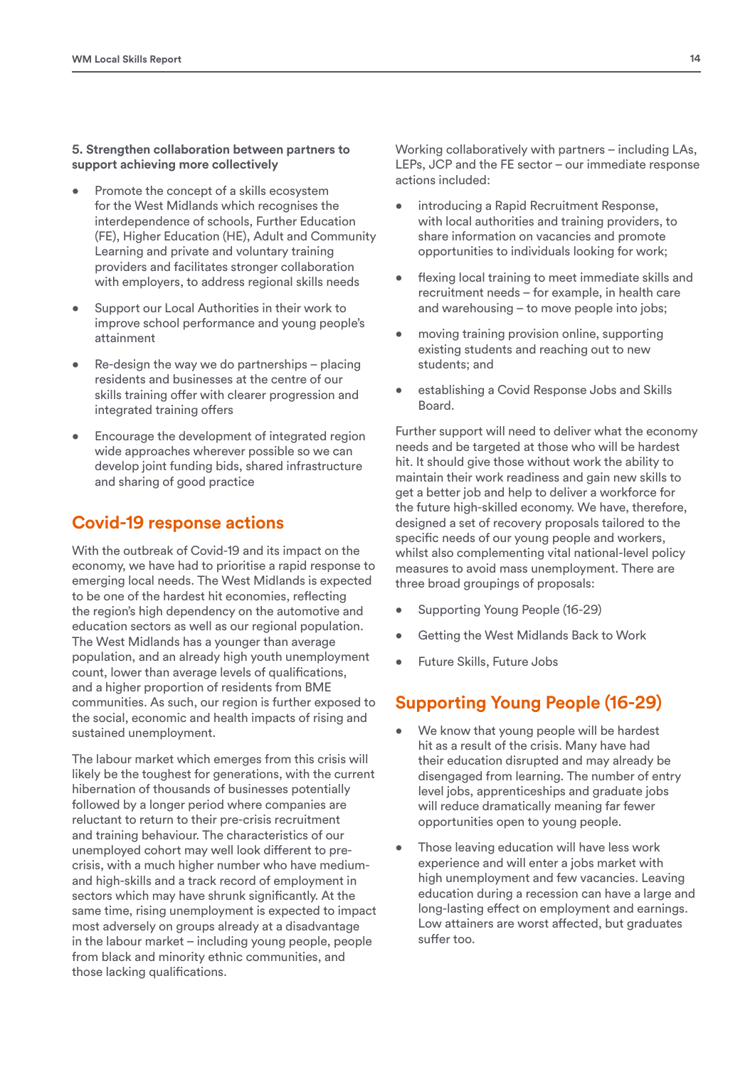**5. Strengthen collaboration between partners to support achieving more collectively**

- Promote the concept of a skills ecosystem for the West Midlands which recognises the interdependence of schools, Further Education (FE), Higher Education (HE), Adult and Community Learning and private and voluntary training providers and facilitates stronger collaboration with employers, to address regional skills needs
- Support our Local Authorities in their work to improve school performance and young people's attainment
- Re-design the way we do partnerships – placing residents and businesses at the centre of our skills training offer with clearer progression and integrated training offers
- Encourage the development of integrated region wide approaches wherever possible so we can develop joint funding bids, shared infrastructure and sharing of good practice

## Covid-19 response actions

With the outbreak of Covid-19 and its impact on the economy, we have had to prioritise a rapid response to emerging local needs. The West Midlands is expected to be one of the hardest hit economies, reflecting the region's high dependency on the automotive and education sectors as well as our regional population. The West Midlands has a younger than average population, and an already high youth unemployment count, lower than average levels of qualifications, and a higher proportion of residents from BME communities. As such, our region is further exposed to the social, economic and health impacts of rising and sustained unemployment.

The labour market which emerges from this crisis will likely be the toughest for generations, with the current hibernation of thousands of businesses potentially followed by a longer period where companies are reluctant to return to their pre-crisis recruitment and training behaviour. The characteristics of our unemployed cohort may well look different to pre-crisis, with a much higher number who have medium- and high-skills and a track record of employment in sectors which may have shrunk significantly. At the same time, rising unemployment is expected to impact most adversely on groups already at a disadvantage in the labour market – including young people, people from black and minority ethnic communities, and those lacking qualifications.

Working collaboratively with partners – including LAs, LEPs, JCP and the FE sector – our immediate response actions included:

- introducing a Rapid Recruitment Response, with local authorities and training providers, to share information on vacancies and promote opportunities to individuals looking for work;
- flexing local training to meet immediate skills and recruitment needs – for example, in health care and warehousing – to move people into jobs;
- moving training provision online, supporting existing students and reaching out to new students; and
- establishing a Covid Response Jobs and Skills Board.

Further support will need to deliver what the economy needs and be targeted at those who will be hardest hit. It should give those without work the ability to maintain their work readiness and gain new skills to get a better job and help to deliver a workforce for the future high-skilled economy. We have, therefore, designed a set of recovery proposals tailored to the specific needs of our young people and workers, whilst also complementing vital national-level policy measures to avoid mass unemployment. There are three broad groupings of proposals:

- Supporting Young People (16-29)
- Getting the West Midlands Back to Work
- Future Skills, Future Jobs

## Supporting Young People (16-29)

- We know that young people will be hardest hit as a result of the crisis. Many have had their education disrupted and may already be disengaged from learning. The number of entry level jobs, apprenticeships and graduate jobs will reduce dramatically meaning far fewer opportunities open to young people.
- Those leaving education will have less work experience and will enter a jobs market with high unemployment and few vacancies. Leaving education during a recession can have a large and long-lasting effect on employment and earnings. Low attainers are worst affected, but graduates suffer too.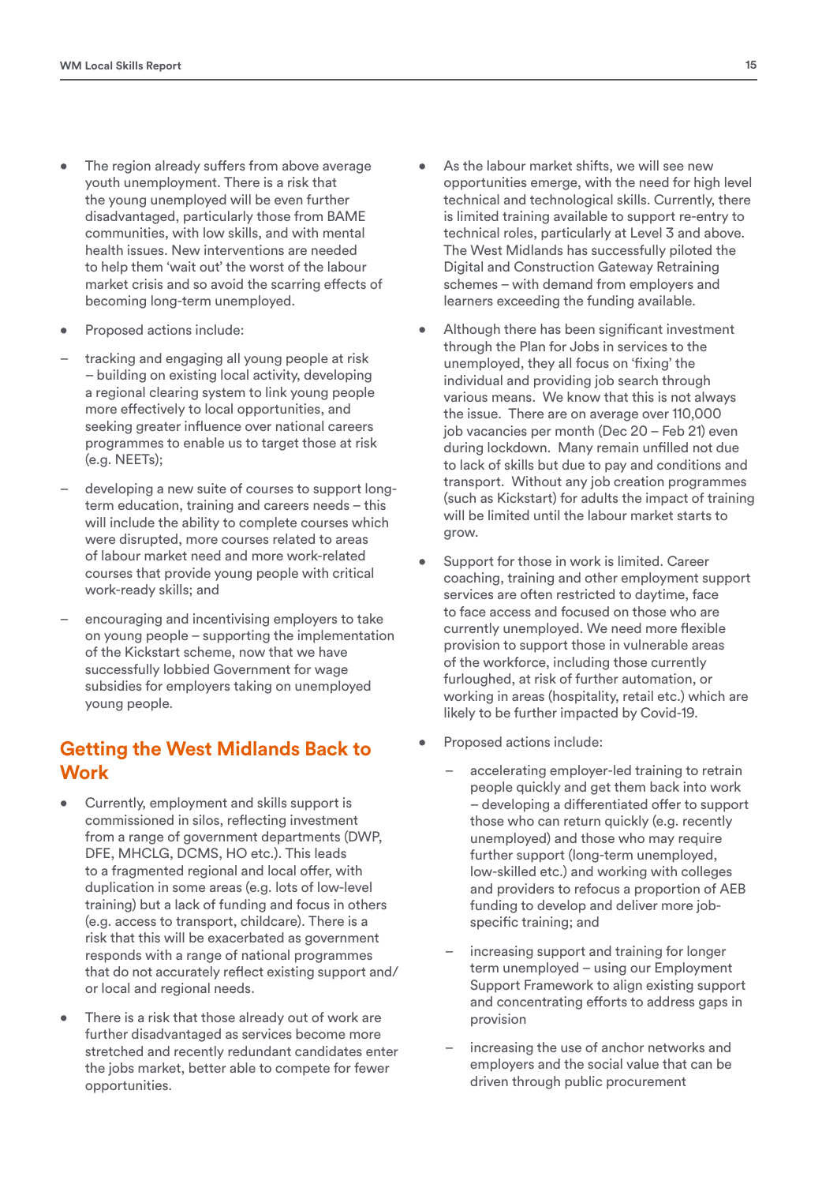- The region already suffers from above average youth unemployment. There is a risk that the young unemployed will be even further disadvantaged, particularly those from BAME communities, with low skills, and with mental health issues. New interventions are needed to help them 'wait out' the worst of the labour market crisis and so avoid the scarring effects of becoming long-term unemployed.
- Proposed actions include:
  - tracking and engaging all young people at risk – building on existing local activity, developing a regional clearing system to link young people more effectively to local opportunities, and seeking greater influence over national careers programmes to enable us to target those at risk (e.g. NEETs);
  - developing a new suite of courses to support long-term education, training and careers needs – this will include the ability to complete courses which were disrupted, more courses related to areas of labour market need and more work-related courses that provide young people with critical work-ready skills; and
  - encouraging and incentivising employers to take on young people – supporting the implementation of the Kickstart scheme, now that we have successfully lobbied Government for wage subsidies for employers taking on unemployed young people.

## Getting the West Midlands Back to Work

- Currently, employment and skills support is commissioned in silos, reflecting investment from a range of government departments (DWP, DFE, MHCLG, DCMS, HO etc.). This leads to a fragmented regional and local offer, with duplication in some areas (e.g. lots of low-level training) but a lack of funding and focus in others (e.g. access to transport, childcare). There is a risk that this will be exacerbated as government responds with a range of national programmes that do not accurately reflect existing support and/or local and regional needs.
- There is a risk that those already out of work are further disadvantaged as services become more stretched and recently redundant candidates enter the jobs market, better able to compete for fewer opportunities.
- As the labour market shifts, we will see new opportunities emerge, with the need for high level technical and technological skills. Currently, there is limited training available to support re-entry to technical roles, particularly at Level 3 and above. The West Midlands has successfully piloted the Digital and Construction Gateway Retraining schemes – with demand from employers and learners exceeding the funding available.
- Although there has been significant investment through the Plan for Jobs in services to the unemployed, they all focus on 'fixing' the individual and providing job search through various means. We know that this is not always the issue. There are on average over 110,000 job vacancies per month (Dec 20 – Feb 21) even during lockdown. Many remain unfilled not due to lack of skills but due to pay and conditions and transport. Without any job creation programmes (such as Kickstart) for adults the impact of training will be limited until the labour market starts to grow.
- Support for those in work is limited. Career coaching, training and other employment support services are often restricted to daytime, face to face access and focused on those who are currently unemployed. We need more flexible provision to support those in vulnerable areas of the workforce, including those currently furloughed, at risk of further automation, or working in areas (hospitality, retail etc.) which are likely to be further impacted by Covid-19.
- Proposed actions include:
  - accelerating employer-led training to retrain people quickly and get them back into work – developing a differentiated offer to support those who can return quickly (e.g. recently unemployed) and those who may require further support (long-term unemployed, low-skilled etc.) and working with colleges and providers to refocus a proportion of AEB funding to develop and deliver more job-specific training; and
  - increasing support and training for longer term unemployed – using our Employment Support Framework to align existing support and concentrating efforts to address gaps in provision
  - increasing the use of anchor networks and employers and the social value that can be driven through public procurement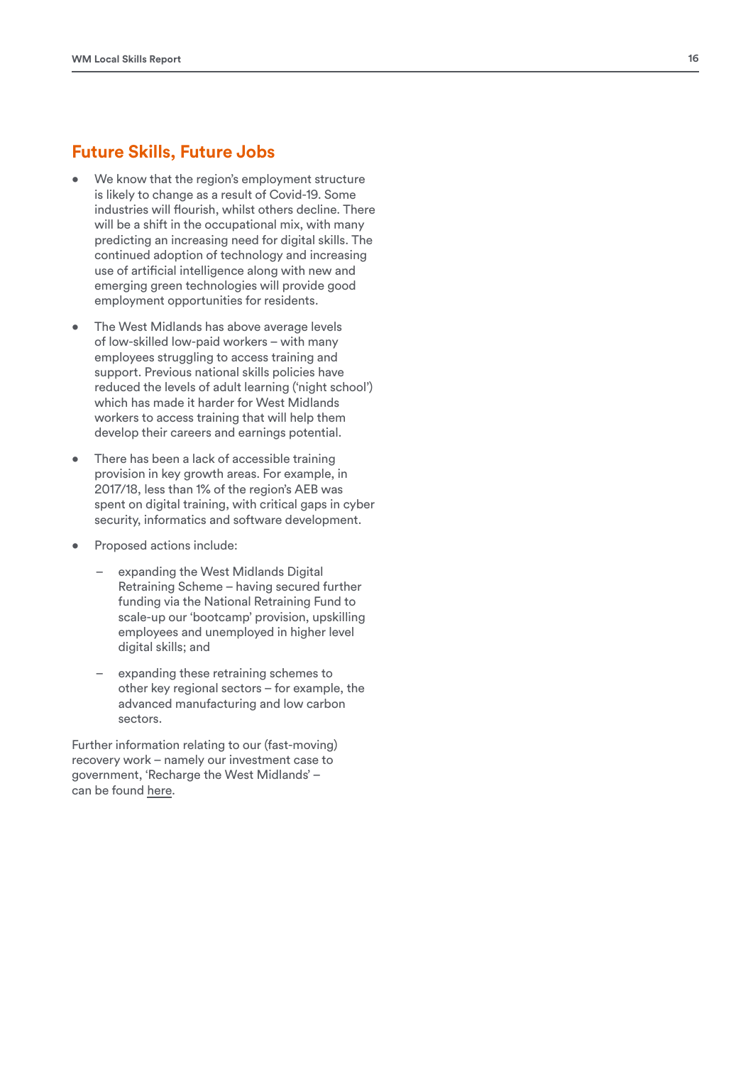## Future Skills, Future Jobs

- We know that the region's employment structure is likely to change as a result of Covid-19. Some industries will flourish, whilst others decline. There will be a shift in the occupational mix, with many predicting an increasing need for digital skills. The continued adoption of technology and increasing use of artificial intelligence along with new and emerging green technologies will provide good employment opportunities for residents.

- The West Midlands has above average levels of low-skilled low-paid workers – with many employees struggling to access training and support. Previous national skills policies have reduced the levels of adult learning ('night school') which has made it harder for West Midlands workers to access training that will help them develop their careers and earnings potential.

- There has been a lack of accessible training provision in key growth areas. For example, in 2017/18, less than 1% of the region's AEB was spent on digital training, with critical gaps in cyber security, informatics and software development.

- Proposed actions include:
  - expanding the West Midlands Digital Retraining Scheme – having secured further funding via the National Retraining Fund to scale-up our 'bootcamp' provision, upskilling employees and unemployed in higher level digital skills; and
  - expanding these retraining schemes to other key regional sectors – for example, the advanced manufacturing and low carbon sectors.

Further information relating to our (fast-moving) recovery work – namely our investment case to government, 'Recharge the West Midlands' – can be found here.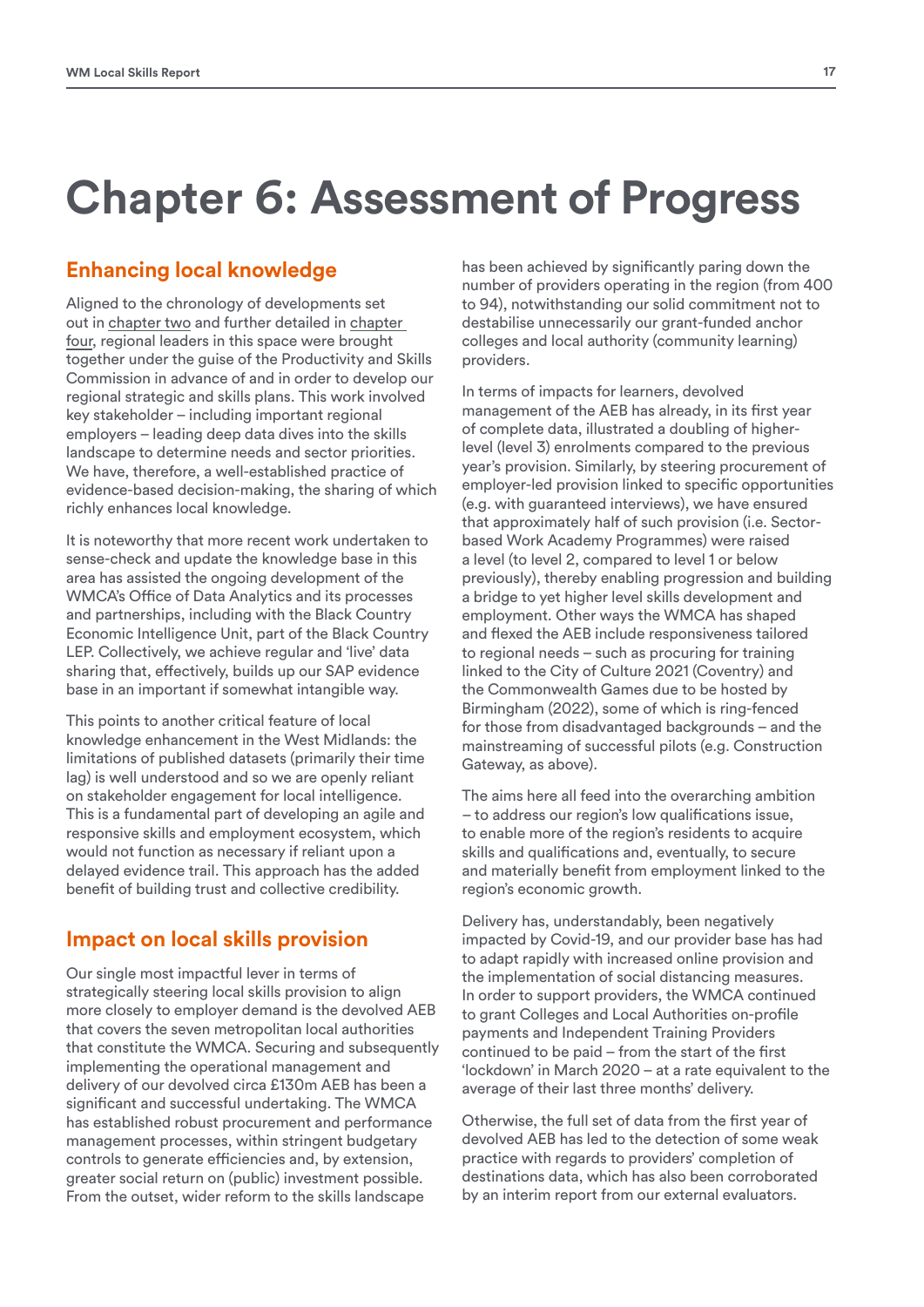# Chapter 6: Assessment of Progress

## Enhancing local knowledge

Aligned to the chronology of developments set out in chapter two and further detailed in chapter four, regional leaders in this space were brought together under the guise of the Productivity and Skills Commission in advance of and in order to develop our regional strategic and skills plans. This work involved key stakeholder – including important regional employers – leading deep data dives into the skills landscape to determine needs and sector priorities. We have, therefore, a well-established practice of evidence-based decision-making, the sharing of which richly enhances local knowledge.

It is noteworthy that more recent work undertaken to sense-check and update the knowledge base in this area has assisted the ongoing development of the WMCA's Office of Data Analytics and its processes and partnerships, including with the Black Country Economic Intelligence Unit, part of the Black Country LEP. Collectively, we achieve regular and 'live' data sharing that, effectively, builds up our SAP evidence base in an important if somewhat intangible way.

This points to another critical feature of local knowledge enhancement in the West Midlands: the limitations of published datasets (primarily their time lag) is well understood and so we are openly reliant on stakeholder engagement for local intelligence. This is a fundamental part of developing an agile and responsive skills and employment ecosystem, which would not function as necessary if reliant upon a delayed evidence trail. This approach has the added benefit of building trust and collective credibility.

## Impact on local skills provision

Our single most impactful lever in terms of strategically steering local skills provision to align more closely to employer demand is the devolved AEB that covers the seven metropolitan local authorities that constitute the WMCA. Securing and subsequently implementing the operational management and delivery of our devolved circa £130m AEB has been a significant and successful undertaking. The WMCA has established robust procurement and performance management processes, within stringent budgetary controls to generate efficiencies and, by extension, greater social return on (public) investment possible. From the outset, wider reform to the skills landscape has been achieved by significantly paring down the number of providers operating in the region (from 400 to 94), notwithstanding our solid commitment not to destabilise unnecessarily our grant-funded anchor colleges and local authority (community learning) providers.

In terms of impacts for learners, devolved management of the AEB has already, in its first year of complete data, illustrated a doubling of higher-level (level 3) enrolments compared to the previous year's provision. Similarly, by steering procurement of employer-led provision linked to specific opportunities (e.g. with guaranteed interviews), we have ensured that approximately half of such provision (i.e. Sector-based Work Academy Programmes) were raised a level (to level 2, compared to level 1 or below previously), thereby enabling progression and building a bridge to yet higher level skills development and employment. Other ways the WMCA has shaped and flexed the AEB include responsiveness tailored to regional needs – such as procuring for training linked to the City of Culture 2021 (Coventry) and the Commonwealth Games due to be hosted by Birmingham (2022), some of which is ring-fenced for those from disadvantaged backgrounds – and the mainstreaming of successful pilots (e.g. Construction Gateway, as above).

The aims here all feed into the overarching ambition – to address our region's low qualifications issue, to enable more of the region's residents to acquire skills and qualifications and, eventually, to secure and materially benefit from employment linked to the region's economic growth.

Delivery has, understandably, been negatively impacted by Covid-19, and our provider base has had to adapt rapidly with increased online provision and the implementation of social distancing measures. In order to support providers, the WMCA continued to grant Colleges and Local Authorities on-profile payments and Independent Training Providers continued to be paid – from the start of the first 'lockdown' in March 2020 – at a rate equivalent to the average of their last three months' delivery.

Otherwise, the full set of data from the first year of devolved AEB has led to the detection of some weak practice with regards to providers' completion of destinations data, which has also been corroborated by an interim report from our external evaluators.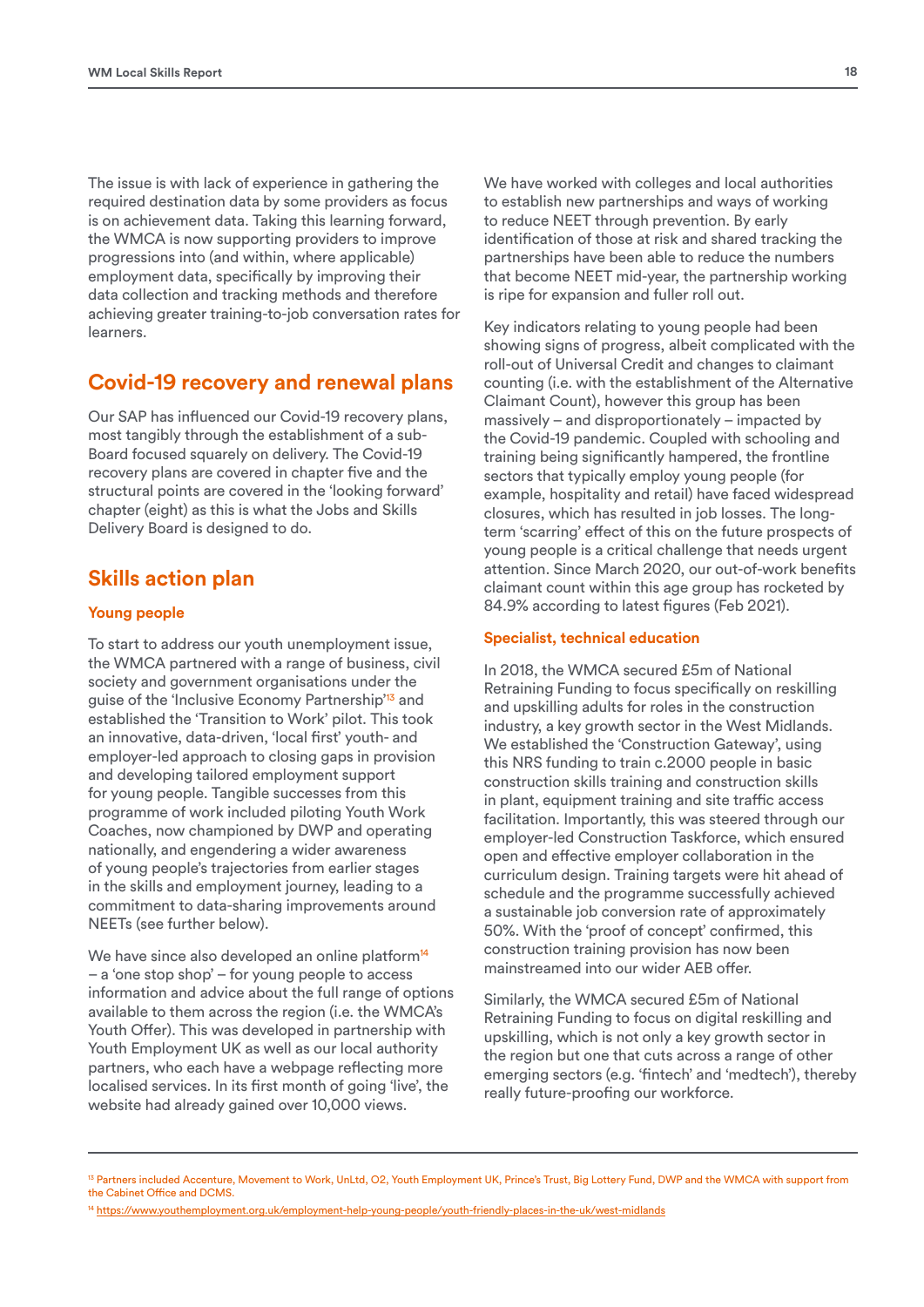The issue is with lack of experience in gathering the required destination data by some providers as focus is on achievement data. Taking this learning forward, the WMCA is now supporting providers to improve progressions into (and within, where applicable) employment data, specifically by improving their data collection and tracking methods and therefore achieving greater training-to-job conversation rates for learners.

## Covid-19 recovery and renewal plans

Our SAP has influenced our Covid-19 recovery plans, most tangibly through the establishment of a sub-Board focused squarely on delivery. The Covid-19 recovery plans are covered in chapter five and the structural points are covered in the 'looking forward' chapter (eight) as this is what the Jobs and Skills Delivery Board is designed to do.

## Skills action plan

### Young people

To start to address our youth unemployment issue, the WMCA partnered with a range of business, civil society and government organisations under the guise of the 'Inclusive Economy Partnership'[13] and established the 'Transition to Work' pilot. This took an innovative, data-driven, 'local first' youth- and employer-led approach to closing gaps in provision and developing tailored employment support for young people. Tangible successes from this programme of work included piloting Youth Work Coaches, now championed by DWP and operating nationally, and engendering a wider awareness of young people's trajectories from earlier stages in the skills and employment journey, leading to a commitment to data-sharing improvements around NEETs (see further below).

We have since also developed an online platform[14] – a 'one stop shop' – for young people to access information and advice about the full range of options available to them across the region (i.e. the WMCA's Youth Offer). This was developed in partnership with Youth Employment UK as well as our local authority partners, who each have a webpage reflecting more localised services. In its first month of going 'live', the website had already gained over 10,000 views.

We have worked with colleges and local authorities to establish new partnerships and ways of working to reduce NEET through prevention. By early identification of those at risk and shared tracking the partnerships have been able to reduce the numbers that become NEET mid-year, the partnership working is ripe for expansion and fuller roll out.

Key indicators relating to young people had been showing signs of progress, albeit complicated with the roll-out of Universal Credit and changes to claimant counting (i.e. with the establishment of the Alternative Claimant Count), however this group has been massively – and disproportionately – impacted by the Covid-19 pandemic. Coupled with schooling and training being significantly hampered, the frontline sectors that typically employ young people (for example, hospitality and retail) have faced widespread closures, which has resulted in job losses. The long-term 'scarring' effect of this on the future prospects of young people is a critical challenge that needs urgent attention. Since March 2020, our out-of-work benefits claimant count within this age group has rocketed by 84.9% according to latest figures (Feb 2021).

### Specialist, technical education

In 2018, the WMCA secured £5m of National Retraining Funding to focus specifically on reskilling and upskilling adults for roles in the construction industry, a key growth sector in the West Midlands. We established the 'Construction Gateway', using this NRS funding to train c.2000 people in basic construction skills training and construction skills in plant, equipment training and site traffic access facilitation. Importantly, this was steered through our employer-led Construction Taskforce, which ensured open and effective employer collaboration in the curriculum design. Training targets were hit ahead of schedule and the programme successfully achieved a sustainable job conversion rate of approximately 50%. With the 'proof of concept' confirmed, this construction training provision has now been mainstreamed into our wider AEB offer.

Similarly, the WMCA secured £5m of National Retraining Funding to focus on digital reskilling and upskilling, which is not only a key growth sector in the region but one that cuts across a range of other emerging sectors (e.g. 'fintech' and 'medtech'), thereby really future-proofing our workforce.

---

[13] Partners included Accenture, Movement to Work, UnLtd, O2, Youth Employment UK, Prince's Trust, Big Lottery Fund, DWP and the WMCA with support from the Cabinet Office and DCMS.

[14] https://www.youthemployment.org.uk/employment-help-young-people/youth-friendly-places-in-the-uk/west-midlands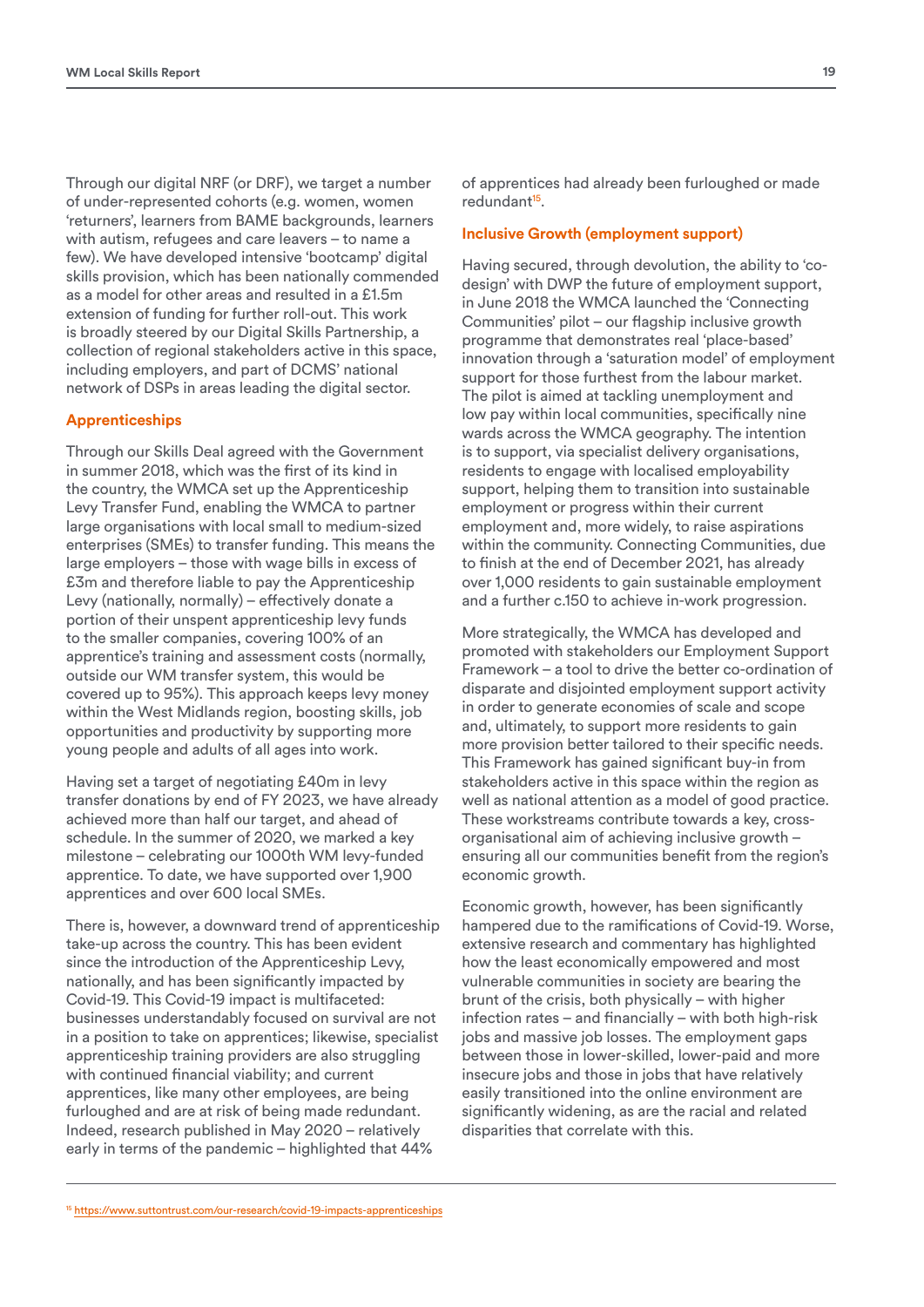Through our digital NRF (or DRF), we target a number of under-represented cohorts (e.g. women, women 'returners', learners from BAME backgrounds, learners with autism, refugees and care leavers – to name a few). We have developed intensive 'bootcamp' digital skills provision, which has been nationally commended as a model for other areas and resulted in a £1.5m extension of funding for further roll-out. This work is broadly steered by our Digital Skills Partnership, a collection of regional stakeholders active in this space, including employers, and part of DCMS' national network of DSPs in areas leading the digital sector.

### Apprenticeships

Through our Skills Deal agreed with the Government in summer 2018, which was the first of its kind in the country, the WMCA set up the Apprenticeship Levy Transfer Fund, enabling the WMCA to partner large organisations with local small to medium-sized enterprises (SMEs) to transfer funding. This means the large employers – those with wage bills in excess of £3m and therefore liable to pay the Apprenticeship Levy (nationally, normally) – effectively donate a portion of their unspent apprenticeship levy funds to the smaller companies, covering 100% of an apprentice's training and assessment costs (normally, outside our WM transfer system, this would be covered up to 95%). This approach keeps levy money within the West Midlands region, boosting skills, job opportunities and productivity by supporting more young people and adults of all ages into work.

Having set a target of negotiating £40m in levy transfer donations by end of FY 2023, we have already achieved more than half our target, and ahead of schedule. In the summer of 2020, we marked a key milestone – celebrating our 1000th WM levy-funded apprentice. To date, we have supported over 1,900 apprentices and over 600 local SMEs.

There is, however, a downward trend of apprenticeship take-up across the country. This has been evident since the introduction of the Apprenticeship Levy, nationally, and has been significantly impacted by Covid-19. This Covid-19 impact is multifaceted: businesses understandably focused on survival are not in a position to take on apprentices; likewise, specialist apprenticeship training providers are also struggling with continued financial viability; and current apprentices, like many other employees, are being furloughed and are at risk of being made redundant. Indeed, research published in May 2020 – relatively early in terms of the pandemic – highlighted that 44% of apprentices had already been furloughed or made redundant[15].

### Inclusive Growth (employment support)

Having secured, through devolution, the ability to 'co-design' with DWP the future of employment support, in June 2018 the WMCA launched the 'Connecting Communities' pilot – our flagship inclusive growth programme that demonstrates real 'place-based' innovation through a 'saturation model' of employment support for those furthest from the labour market. The pilot is aimed at tackling unemployment and low pay within local communities, specifically nine wards across the WMCA geography. The intention is to support, via specialist delivery organisations, residents to engage with localised employability support, helping them to transition into sustainable employment or progress within their current employment and, more widely, to raise aspirations within the community. Connecting Communities, due to finish at the end of December 2021, has already over 1,000 residents to gain sustainable employment and a further c.150 to achieve in-work progression.

More strategically, the WMCA has developed and promoted with stakeholders our Employment Support Framework – a tool to drive the better co-ordination of disparate and disjointed employment support activity in order to generate economies of scale and scope and, ultimately, to support more residents to gain more provision better tailored to their specific needs. This Framework has gained significant buy-in from stakeholders active in this space within the region as well as national attention as a model of good practice. These workstreams contribute towards a key, cross-organisational aim of achieving inclusive growth – ensuring all our communities benefit from the region's economic growth.

Economic growth, however, has been significantly hampered due to the ramifications of Covid-19. Worse, extensive research and commentary has highlighted how the least economically empowered and most vulnerable communities in society are bearing the brunt of the crisis, both physically – with higher infection rates – and financially – with both high-risk jobs and massive job losses. The employment gaps between those in lower-skilled, lower-paid and more insecure jobs and those in jobs that have relatively easily transitioned into the online environment are significantly widening, as are the racial and related disparities that correlate with this.

---

[15] https://www.suttontrust.com/our-research/covid-19-impacts-apprenticeships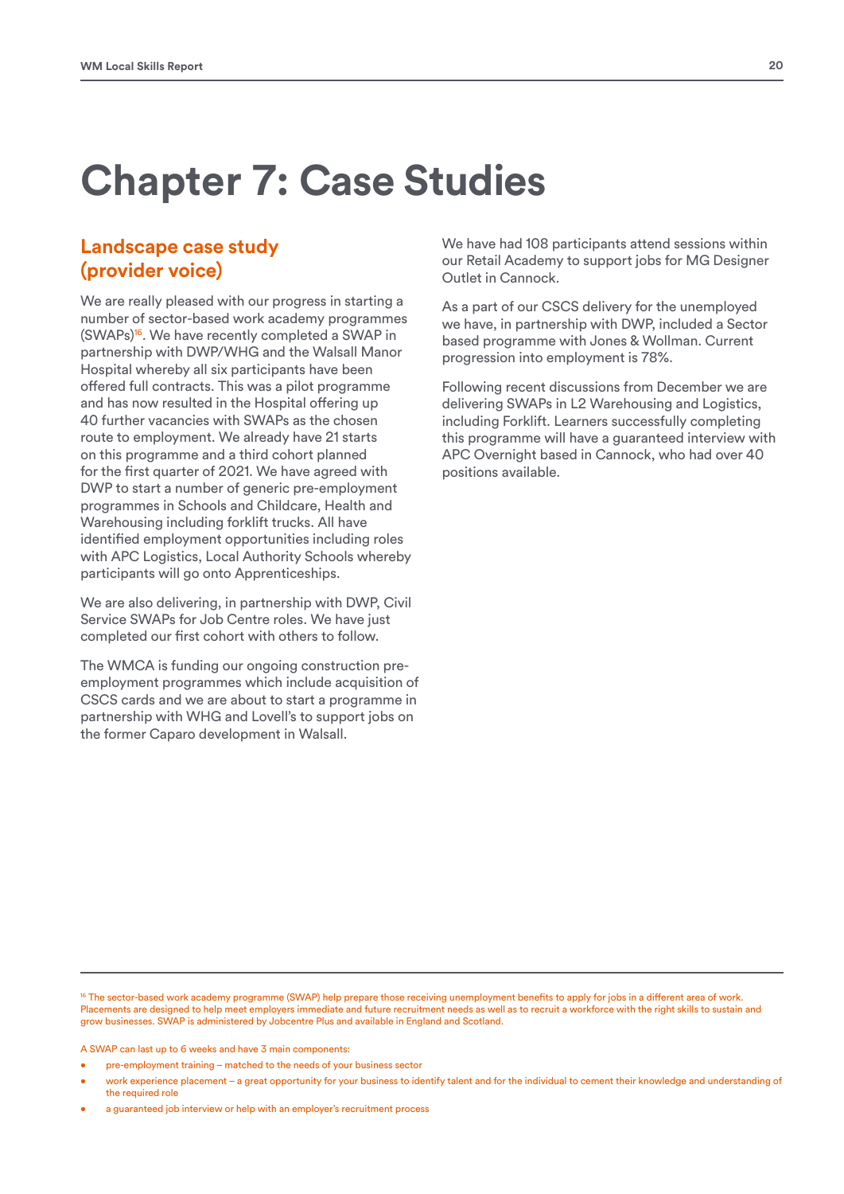# Chapter 7: Case Studies

## Landscape case study (provider voice)

We are really pleased with our progress in starting a number of sector-based work academy programmes (SWAPs)[16]. We have recently completed a SWAP in partnership with DWP/WHG and the Walsall Manor Hospital whereby all six participants have been offered full contracts. This was a pilot programme and has now resulted in the Hospital offering up 40 further vacancies with SWAPs as the chosen route to employment. We already have 21 starts on this programme and a third cohort planned for the first quarter of 2021. We have agreed with DWP to start a number of generic pre-employment programmes in Schools and Childcare, Health and Warehousing including forklift trucks. All have identified employment opportunities including roles with APC Logistics, Local Authority Schools whereby participants will go onto Apprenticeships.

We are also delivering, in partnership with DWP, Civil Service SWAPs for Job Centre roles. We have just completed our first cohort with others to follow.

The WMCA is funding our ongoing construction pre-employment programmes which include acquisition of CSCS cards and we are about to start a programme in partnership with WHG and Lovell's to support jobs on the former Caparo development in Walsall.

We have had 108 participants attend sessions within our Retail Academy to support jobs for MG Designer Outlet in Cannock.

As a part of our CSCS delivery for the unemployed we have, in partnership with DWP, included a Sector based programme with Jones & Wollman. Current progression into employment is 78%.

Following recent discussions from December we are delivering SWAPs in L2 Warehousing and Logistics, including Forklift. Learners successfully completing this programme will have a guaranteed interview with APC Overnight based in Cannock, who had over 40 positions available.

---

[16] The sector-based work academy programme (SWAP) help prepare those receiving unemployment benefits to apply for jobs in a different area of work. Placements are designed to help meet employers immediate and future recruitment needs as well as to recruit a workforce with the right skills to sustain and grow businesses. SWAP is administered by Jobcentre Plus and available in England and Scotland.

A SWAP can last up to 6 weeks and have 3 main components:

- pre-employment training – matched to the needs of your business sector
- work experience placement – a great opportunity for your business to identify talent and for the individual to cement their knowledge and understanding of the required role
- a guaranteed job interview or help with an employer's recruitment process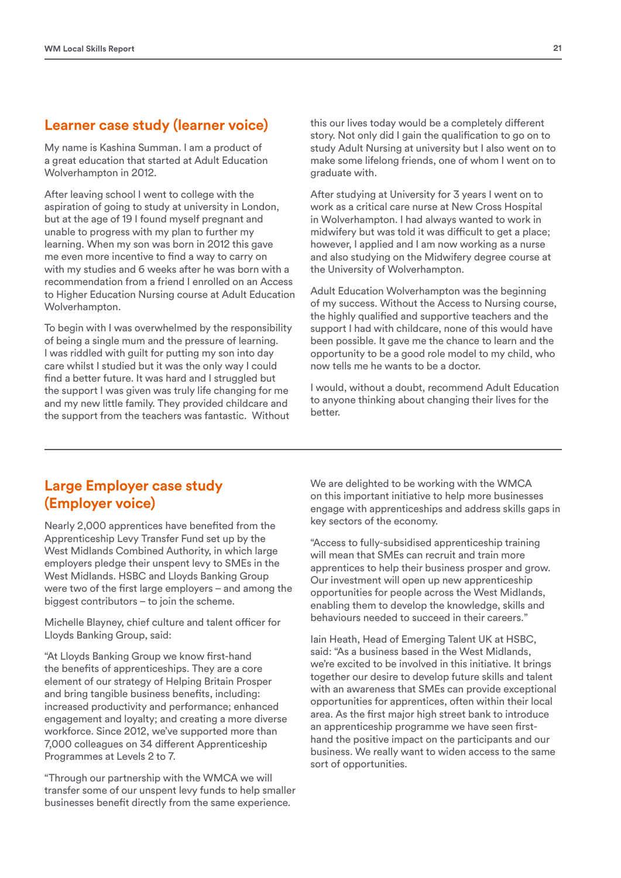## Learner case study (learner voice)

My name is Kashina Summan. I am a product of a great education that started at Adult Education Wolverhampton in 2012.

After leaving school I went to college with the aspiration of going to study at university in London, but at the age of 19 I found myself pregnant and unable to progress with my plan to further my learning. When my son was born in 2012 this gave me even more incentive to find a way to carry on with my studies and 6 weeks after he was born with a recommendation from a friend I enrolled on an Access to Higher Education Nursing course at Adult Education Wolverhampton.

To begin with I was overwhelmed by the responsibility of being a single mum and the pressure of learning. I was riddled with guilt for putting my son into day care whilst I studied but it was the only way I could find a better future. It was hard and I struggled but the support I was given was truly life changing for me and my new little family. They provided childcare and the support from the teachers was fantastic. Without this our lives today would be a completely different story. Not only did I gain the qualification to go on to study Adult Nursing at university but I also went on to make some lifelong friends, one of whom I went on to graduate with.

After studying at University for 3 years I went on to work as a critical care nurse at New Cross Hospital in Wolverhampton. I had always wanted to work in midwifery but was told it was difficult to get a place; however, I applied and I am now working as a nurse and also studying on the Midwifery degree course at the University of Wolverhampton.

Adult Education Wolverhampton was the beginning of my success. Without the Access to Nursing course, the highly qualified and supportive teachers and the support I had with childcare, none of this would have been possible. It gave me the chance to learn and the opportunity to be a good role model to my child, who now tells me he wants to be a doctor.

I would, without a doubt, recommend Adult Education to anyone thinking about changing their lives for the better.

## Large Employer case study (Employer voice)

Nearly 2,000 apprentices have benefited from the Apprenticeship Levy Transfer Fund set up by the West Midlands Combined Authority, in which large employers pledge their unspent levy to SMEs in the West Midlands. HSBC and Lloyds Banking Group were two of the first large employers – and among the biggest contributors – to join the scheme.

Michelle Blayney, chief culture and talent officer for Lloyds Banking Group, said:

"At Lloyds Banking Group we know first-hand the benefits of apprenticeships. They are a core element of our strategy of Helping Britain Prosper and bring tangible business benefits, including: increased productivity and performance; enhanced engagement and loyalty; and creating a more diverse workforce. Since 2012, we've supported more than 7,000 colleagues on 34 different Apprenticeship Programmes at Levels 2 to 7.

"Through our partnership with the WMCA we will transfer some of our unspent levy funds to help smaller businesses benefit directly from the same experience. We are delighted to be working with the WMCA on this important initiative to help more businesses engage with apprenticeships and address skills gaps in key sectors of the economy.

"Access to fully-subsidised apprenticeship training will mean that SMEs can recruit and train more apprentices to help their business prosper and grow. Our investment will open up new apprenticeship opportunities for people across the West Midlands, enabling them to develop the knowledge, skills and behaviours needed to succeed in their careers."

Iain Heath, Head of Emerging Talent UK at HSBC, said: "As a business based in the West Midlands, we're excited to be involved in this initiative. It brings together our desire to develop future skills and talent with an awareness that SMEs can provide exceptional opportunities for apprentices, often within their local area. As the first major high street bank to introduce an apprenticeship programme we have seen first-hand the positive impact on the participants and our business. We really want to widen access to the same sort of opportunities.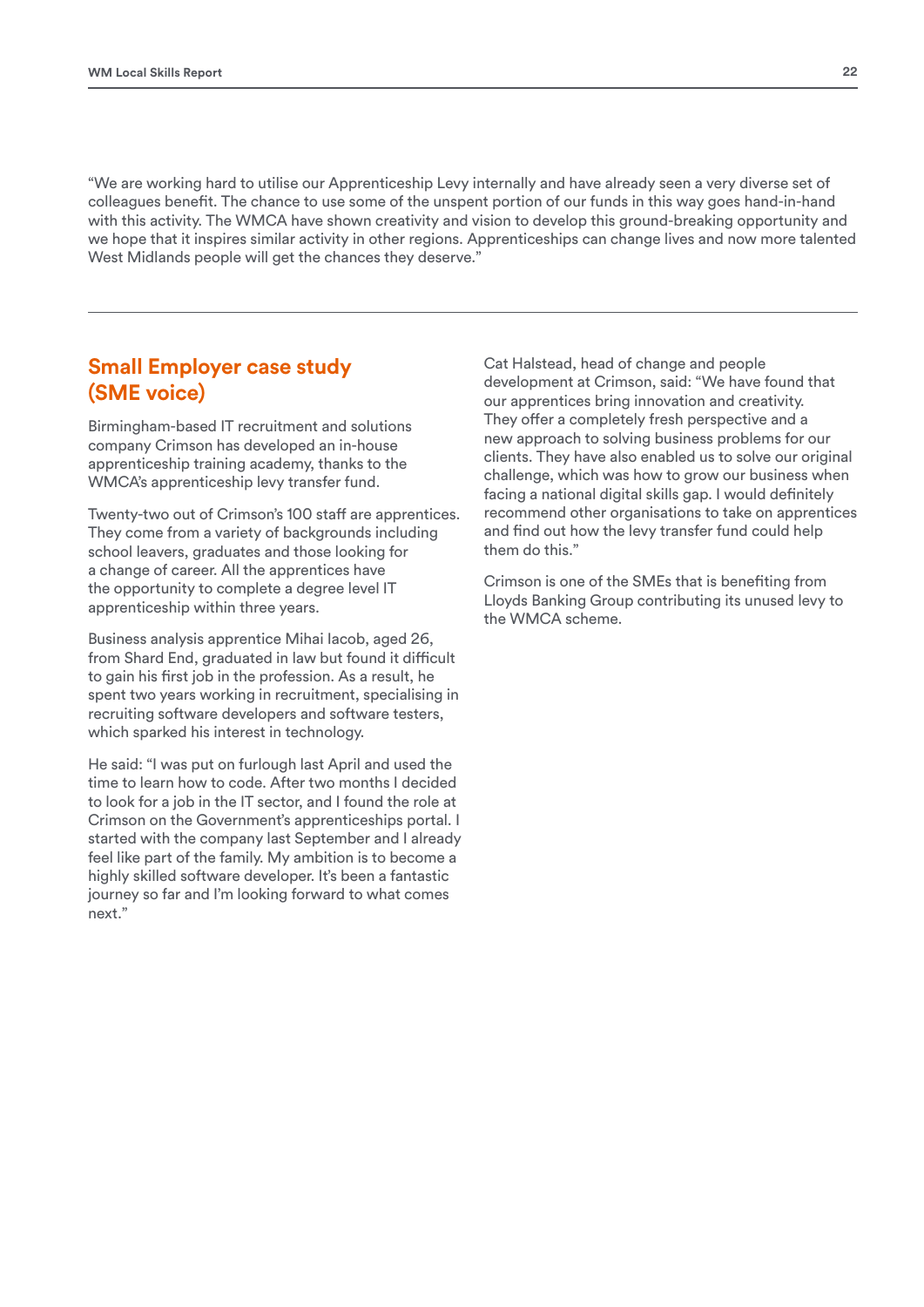"We are working hard to utilise our Apprenticeship Levy internally and have already seen a very diverse set of colleagues benefit. The chance to use some of the unspent portion of our funds in this way goes hand-in-hand with this activity. The WMCA have shown creativity and vision to develop this ground-breaking opportunity and we hope that it inspires similar activity in other regions. Apprenticeships can change lives and now more talented West Midlands people will get the chances they deserve."

---

## Small Employer case study (SME voice)

Birmingham-based IT recruitment and solutions company Crimson has developed an in-house apprenticeship training academy, thanks to the WMCA's apprenticeship levy transfer fund.

Twenty-two out of Crimson's 100 staff are apprentices. They come from a variety of backgrounds including school leavers, graduates and those looking for a change of career. All the apprentices have the opportunity to complete a degree level IT apprenticeship within three years.

Business analysis apprentice Mihai Iacob, aged 26, from Shard End, graduated in law but found it difficult to gain his first job in the profession. As a result, he spent two years working in recruitment, specialising in recruiting software developers and software testers, which sparked his interest in technology.

He said: "I was put on furlough last April and used the time to learn how to code. After two months I decided to look for a job in the IT sector, and I found the role at Crimson on the Government's apprenticeships portal. I started with the company last September and I already feel like part of the family. My ambition is to become a highly skilled software developer. It's been a fantastic journey so far and I'm looking forward to what comes next."

Cat Halstead, head of change and people development at Crimson, said: "We have found that our apprentices bring innovation and creativity. They offer a completely fresh perspective and a new approach to solving business problems for our clients. They have also enabled us to solve our original challenge, which was how to grow our business when facing a national digital skills gap. I would definitely recommend other organisations to take on apprentices and find out how the levy transfer fund could help them do this."

Crimson is one of the SMEs that is benefiting from Lloyds Banking Group contributing its unused levy to the WMCA scheme.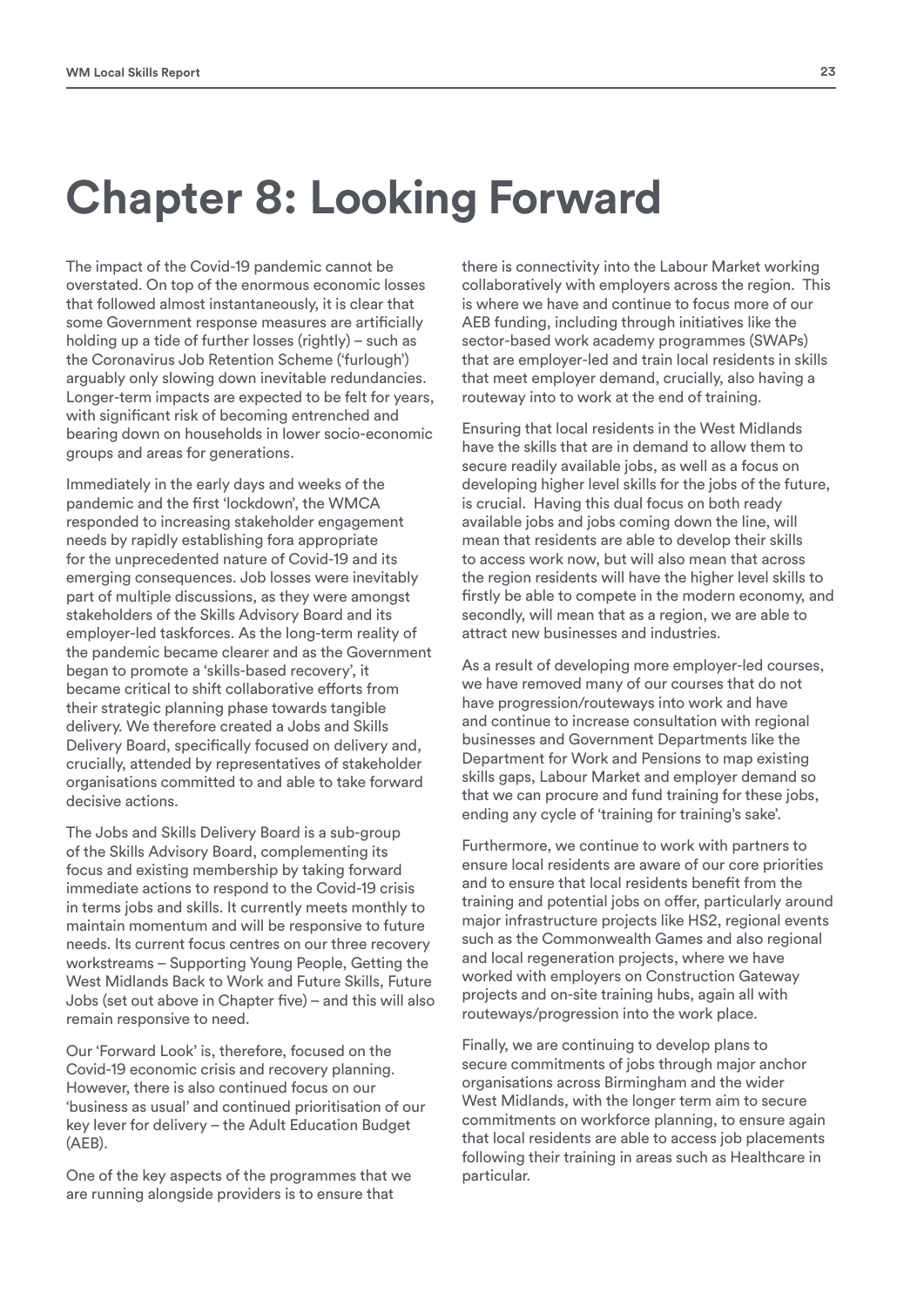# Chapter 8: Looking Forward

The impact of the Covid-19 pandemic cannot be overstated. On top of the enormous economic losses that followed almost instantaneously, it is clear that some Government response measures are artificially holding up a tide of further losses (rightly) – such as the Coronavirus Job Retention Scheme ('furlough') arguably only slowing down inevitable redundancies. Longer-term impacts are expected to be felt for years, with significant risk of becoming entrenched and bearing down on households in lower socio-economic groups and areas for generations.

Immediately in the early days and weeks of the pandemic and the first 'lockdown', the WMCA responded to increasing stakeholder engagement needs by rapidly establishing fora appropriate for the unprecedented nature of Covid-19 and its emerging consequences. Job losses were inevitably part of multiple discussions, as they were amongst stakeholders of the Skills Advisory Board and its employer-led taskforces. As the long-term reality of the pandemic became clearer and as the Government began to promote a 'skills-based recovery', it became critical to shift collaborative efforts from their strategic planning phase towards tangible delivery. We therefore created a Jobs and Skills Delivery Board, specifically focused on delivery and, crucially, attended by representatives of stakeholder organisations committed to and able to take forward decisive actions.

The Jobs and Skills Delivery Board is a sub-group of the Skills Advisory Board, complementing its focus and existing membership by taking forward immediate actions to respond to the Covid-19 crisis in terms jobs and skills. It currently meets monthly to maintain momentum and will be responsive to future needs. Its current focus centres on our three recovery workstreams – Supporting Young People, Getting the West Midlands Back to Work and Future Skills, Future Jobs (set out above in Chapter five) – and this will also remain responsive to need.

Our 'Forward Look' is, therefore, focused on the Covid-19 economic crisis and recovery planning. However, there is also continued focus on our 'business as usual' and continued prioritisation of our key lever for delivery – the Adult Education Budget (AEB).

One of the key aspects of the programmes that we are running alongside providers is to ensure that there is connectivity into the Labour Market working collaboratively with employers across the region. This is where we have and continue to focus more of our AEB funding, including through initiatives like the sector-based work academy programmes (SWAPs) that are employer-led and train local residents in skills that meet employer demand, crucially, also having a routeway into to work at the end of training.

Ensuring that local residents in the West Midlands have the skills that are in demand to allow them to secure readily available jobs, as well as a focus on developing higher level skills for the jobs of the future, is crucial. Having this dual focus on both ready available jobs and jobs coming down the line, will mean that residents are able to develop their skills to access work now, but will also mean that across the region residents will have the higher level skills to firstly be able to compete in the modern economy, and secondly, will mean that as a region, we are able to attract new businesses and industries.

As a result of developing more employer-led courses, we have removed many of our courses that do not have progression/routeways into work and have and continue to increase consultation with regional businesses and Government Departments like the Department for Work and Pensions to map existing skills gaps, Labour Market and employer demand so that we can procure and fund training for these jobs, ending any cycle of 'training for training's sake'.

Furthermore, we continue to work with partners to ensure local residents are aware of our core priorities and to ensure that local residents benefit from the training and potential jobs on offer, particularly around major infrastructure projects like HS2, regional events such as the Commonwealth Games and also regional and local regeneration projects, where we have worked with employers on Construction Gateway projects and on-site training hubs, again all with routeways/progression into the work place.

Finally, we are continuing to develop plans to secure commitments of jobs through major anchor organisations across Birmingham and the wider West Midlands, with the longer term aim to secure commitments on workforce planning, to ensure again that local residents are able to access job placements following their training in areas such as Healthcare in particular.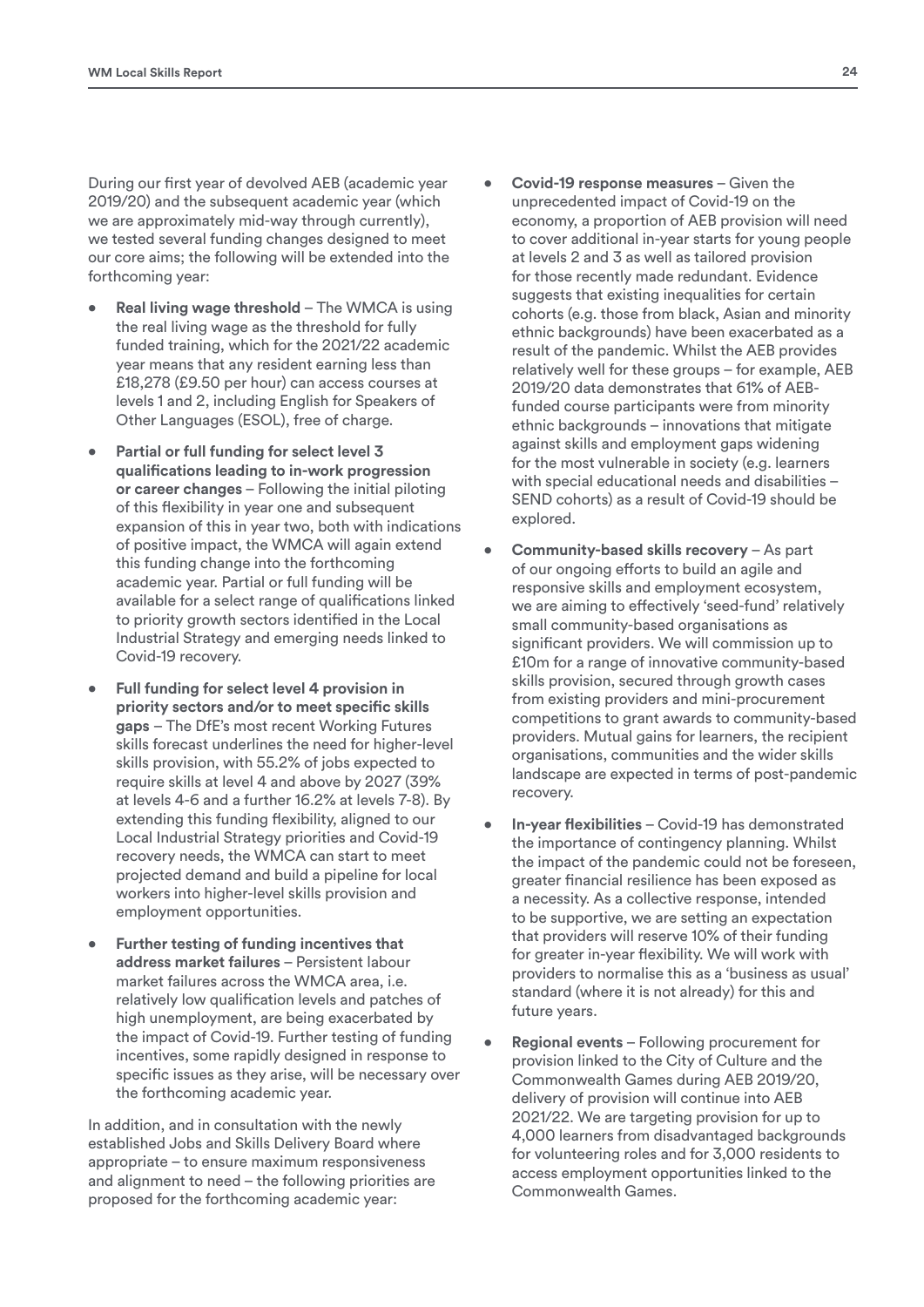During our first year of devolved AEB (academic year 2019/20) and the subsequent academic year (which we are approximately mid-way through currently), we tested several funding changes designed to meet our core aims; the following will be extended into the forthcoming year:

- **Real living wage threshold** – The WMCA is using the real living wage as the threshold for fully funded training, which for the 2021/22 academic year means that any resident earning less than £18,278 (£9.50 per hour) can access courses at levels 1 and 2, including English for Speakers of Other Languages (ESOL), free of charge.
- **Partial or full funding for select level 3 qualifications leading to in-work progression or career changes** – Following the initial piloting of this flexibility in year one and subsequent expansion of this in year two, both with indications of positive impact, the WMCA will again extend this funding change into the forthcoming academic year. Partial or full funding will be available for a select range of qualifications linked to priority growth sectors identified in the Local Industrial Strategy and emerging needs linked to Covid-19 recovery.
- **Full funding for select level 4 provision in priority sectors and/or to meet specific skills gaps** – The DfE's most recent Working Futures skills forecast underlines the need for higher-level skills provision, with 55.2% of jobs expected to require skills at level 4 and above by 2027 (39% at levels 4-6 and a further 16.2% at levels 7-8). By extending this funding flexibility, aligned to our Local Industrial Strategy priorities and Covid-19 recovery needs, the WMCA can start to meet projected demand and build a pipeline for local workers into higher-level skills provision and employment opportunities.
- **Further testing of funding incentives that address market failures** – Persistent labour market failures across the WMCA area, i.e. relatively low qualification levels and patches of high unemployment, are being exacerbated by the impact of Covid-19. Further testing of funding incentives, some rapidly designed in response to specific issues as they arise, will be necessary over the forthcoming academic year.

In addition, and in consultation with the newly established Jobs and Skills Delivery Board where appropriate – to ensure maximum responsiveness and alignment to need – the following priorities are proposed for the forthcoming academic year:

- **Covid-19 response measures** – Given the unprecedented impact of Covid-19 on the economy, a proportion of AEB provision will need to cover additional in-year starts for young people at levels 2 and 3 as well as tailored provision for those recently made redundant. Evidence suggests that existing inequalities for certain cohorts (e.g. those from black, Asian and minority ethnic backgrounds) have been exacerbated as a result of the pandemic. Whilst the AEB provides relatively well for these groups – for example, AEB 2019/20 data demonstrates that 61% of AEB-funded course participants were from minority ethnic backgrounds – innovations that mitigate against skills and employment gaps widening for the most vulnerable in society (e.g. learners with special educational needs and disabilities – SEND cohorts) as a result of Covid-19 should be explored.
- **Community-based skills recovery** – As part of our ongoing efforts to build an agile and responsive skills and employment ecosystem, we are aiming to effectively 'seed-fund' relatively small community-based organisations as significant providers. We will commission up to £10m for a range of innovative community-based skills provision, secured through growth cases from existing providers and mini-procurement competitions to grant awards to community-based providers. Mutual gains for learners, the recipient organisations, communities and the wider skills landscape are expected in terms of post-pandemic recovery.
- **In-year flexibilities** – Covid-19 has demonstrated the importance of contingency planning. Whilst the impact of the pandemic could not be foreseen, greater financial resilience has been exposed as a necessity. As a collective response, intended to be supportive, we are setting an expectation that providers will reserve 10% of their funding for greater in-year flexibility. We will work with providers to normalise this as a 'business as usual' standard (where it is not already) for this and future years.
- **Regional events** – Following procurement for provision linked to the City of Culture and the Commonwealth Games during AEB 2019/20, delivery of provision will continue into AEB 2021/22. We are targeting provision for up to 4,000 learners from disadvantaged backgrounds for volunteering roles and for 3,000 residents to access employment opportunities linked to the Commonwealth Games.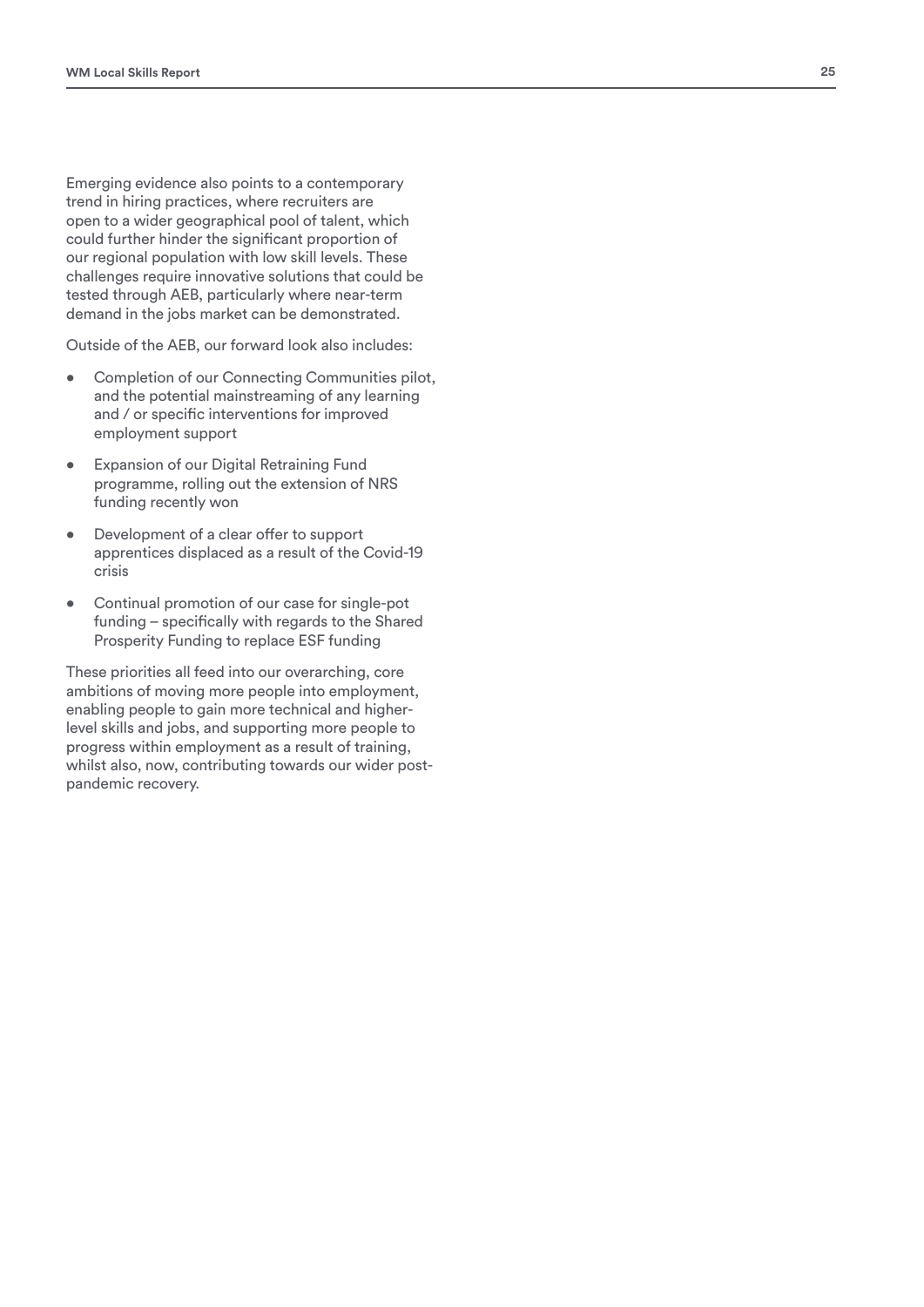Emerging evidence also points to a contemporary trend in hiring practices, where recruiters are open to a wider geographical pool of talent, which could further hinder the significant proportion of our regional population with low skill levels. These challenges require innovative solutions that could be tested through AEB, particularly where near-term demand in the jobs market can be demonstrated.

Outside of the AEB, our forward look also includes:

- Completion of our Connecting Communities pilot, and the potential mainstreaming of any learning and / or specific interventions for improved employment support
- Expansion of our Digital Retraining Fund programme, rolling out the extension of NRS funding recently won
- Development of a clear offer to support apprentices displaced as a result of the Covid-19 crisis
- Continual promotion of our case for single-pot funding – specifically with regards to the Shared Prosperity Funding to replace ESF funding

These priorities all feed into our overarching, core ambitions of moving more people into employment, enabling people to gain more technical and higher-level skills and jobs, and supporting more people to progress within employment as a result of training, whilst also, now, contributing towards our wider post-pandemic recovery.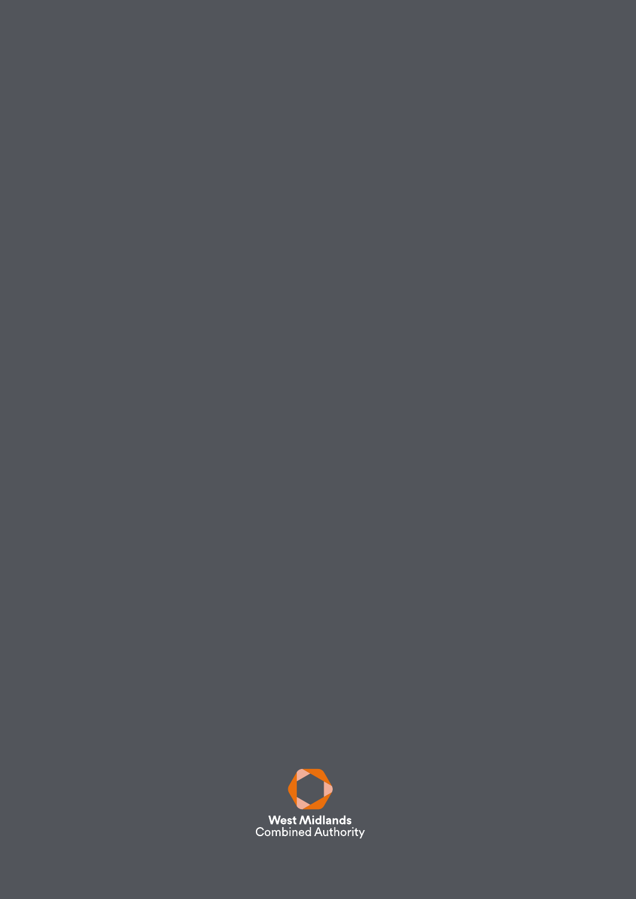West Midlands
Combined Authority